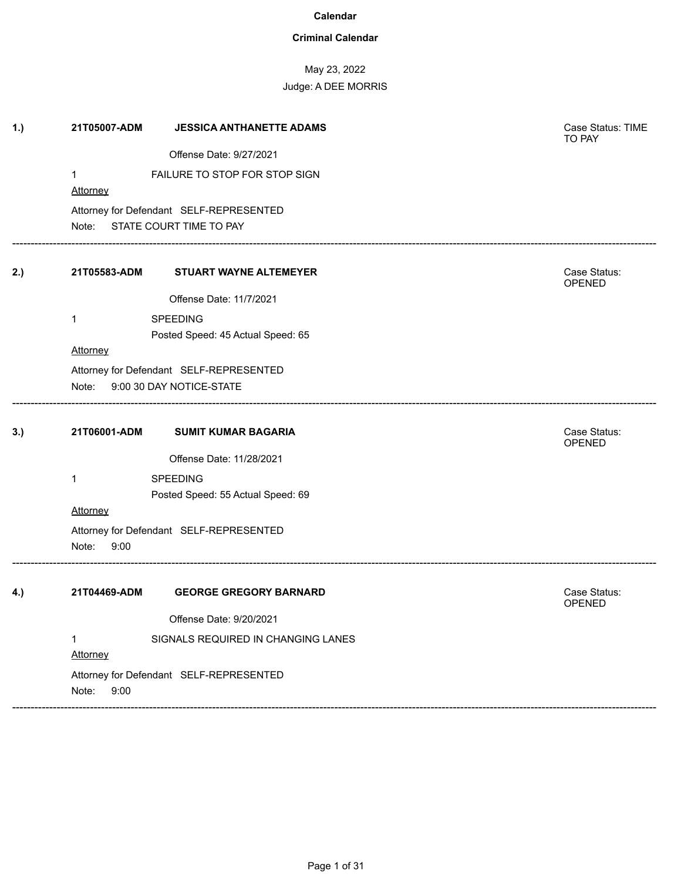# Calendar

## Criminal Calendar

May 23, 2022

Judge: A DEE MORRIS

---

**1.)** **21T05007-ADM** **JESSICA ANTHANETTE ADAMS** — Case Status: TIME TO PAY

Offense Date: 9/27/2021

1 FAILURE TO STOP FOR STOP SIGN

Attorney

Attorney for Defendant SELF-REPRESENTED

Note: STATE COURT TIME TO PAY

---

**2.)** **21T05583-ADM** **STUART WAYNE ALTEMEYER** — Case Status: OPENED

Offense Date: 11/7/2021

1 SPEEDING

Posted Speed: 45 Actual Speed: 65

Attorney

Attorney for Defendant SELF-REPRESENTED

Note: 9:00 30 DAY NOTICE-STATE

---

**3.)** **21T06001-ADM** **SUMIT KUMAR BAGARIA** — Case Status: OPENED

Offense Date: 11/28/2021

1 SPEEDING

Posted Speed: 55 Actual Speed: 69

Attorney

Attorney for Defendant SELF-REPRESENTED

Note: 9:00

---

**4.)** **21T04469-ADM** **GEORGE GREGORY BARNARD** — Case Status: OPENED

Offense Date: 9/20/2021

1 SIGNALS REQUIRED IN CHANGING LANES

Attorney

Attorney for Defendant SELF-REPRESENTED

Note: 9:00

---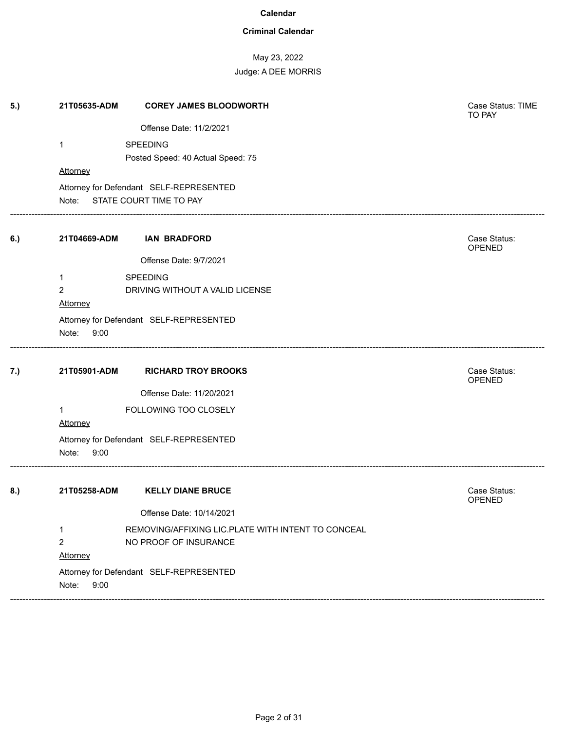**Calendar**

**Criminal Calendar**

May 23, 2022

Judge: A DEE MORRIS

**5.)** **21T05635-ADM** **COREY JAMES BLOODWORTH** Case Status: TIME TO PAY

Offense Date: 11/2/2021

1 SPEEDING

Posted Speed: 40 Actual Speed: 75

Attorney

Attorney for Defendant SELF-REPRESENTED

Note: STATE COURT TIME TO PAY

---

**6.)** **21T04669-ADM** **IAN BRADFORD** Case Status: OPENED

Offense Date: 9/7/2021

1 SPEEDING

2 DRIVING WITHOUT A VALID LICENSE

Attorney

Attorney for Defendant SELF-REPRESENTED

Note: 9:00

---

**7.)** **21T05901-ADM** **RICHARD TROY BROOKS** Case Status: OPENED

Offense Date: 11/20/2021

1 FOLLOWING TOO CLOSELY

Attorney

Attorney for Defendant SELF-REPRESENTED

Note: 9:00

---

**8.)** **21T05258-ADM** **KELLY DIANE BRUCE** Case Status: OPENED

Offense Date: 10/14/2021

1 REMOVING/AFFIXING LIC.PLATE WITH INTENT TO CONCEAL

2 NO PROOF OF INSURANCE

Attorney

Attorney for Defendant SELF-REPRESENTED

Note: 9:00

---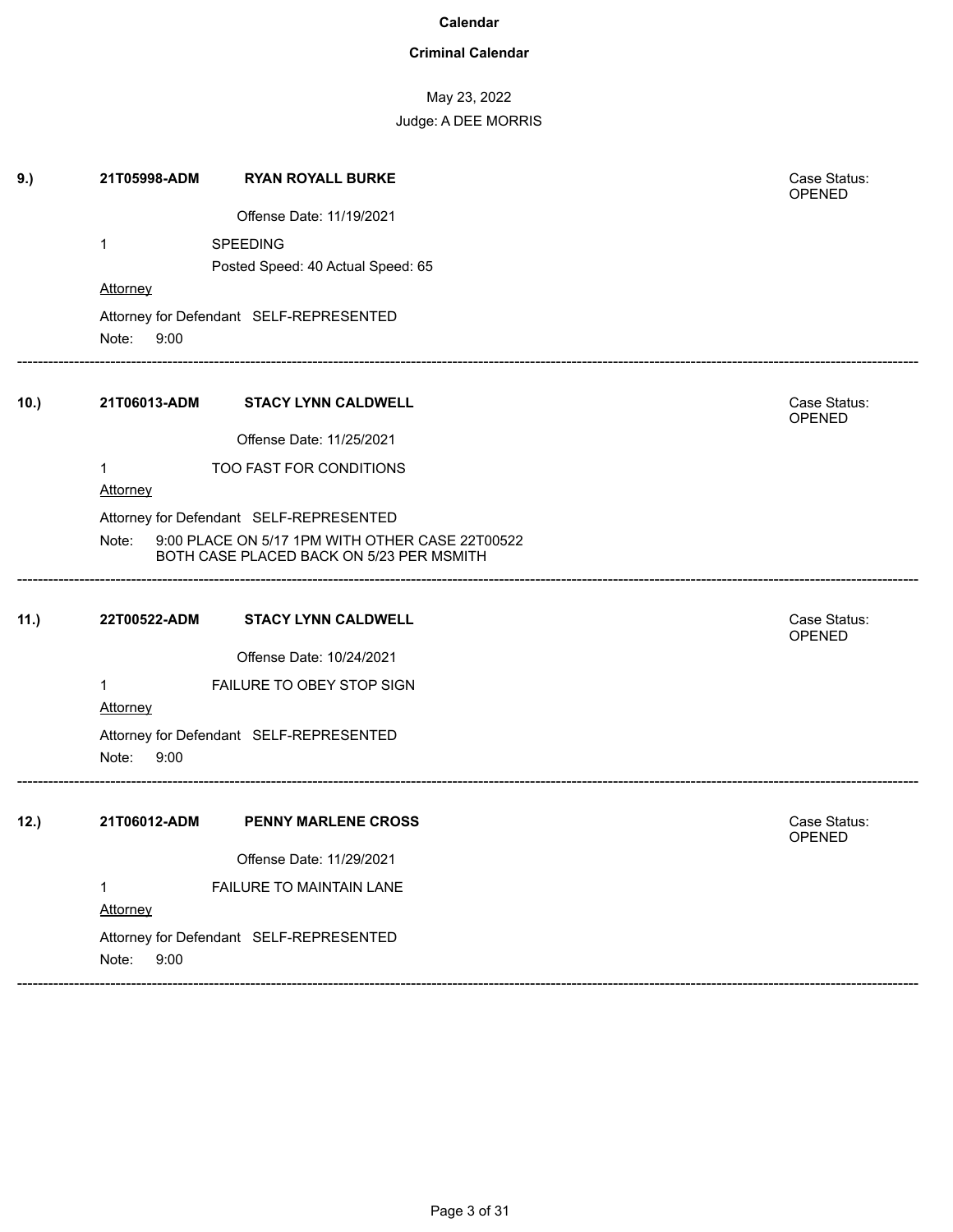# Calendar

## Criminal Calendar

May 23, 2022

Judge: A DEE MORRIS

---

**9.)** **21T05998-ADM** **RYAN ROYALL BURKE** — Case Status: OPENED

Offense Date: 11/19/2021

1 SPEEDING

Posted Speed: 40 Actual Speed: 65

Attorney

Attorney for Defendant SELF-REPRESENTED

Note: 9:00

---

**10.)** **21T06013-ADM** **STACY LYNN CALDWELL** — Case Status: OPENED

Offense Date: 11/25/2021

1 TOO FAST FOR CONDITIONS

Attorney

Attorney for Defendant SELF-REPRESENTED

Note: 9:00 PLACE ON 5/17 1PM WITH OTHER CASE 22T00522 BOTH CASE PLACED BACK ON 5/23 PER MSMITH

---

**11.)** **22T00522-ADM** **STACY LYNN CALDWELL** — Case Status: OPENED

Offense Date: 10/24/2021

1 FAILURE TO OBEY STOP SIGN

Attorney

Attorney for Defendant SELF-REPRESENTED

Note: 9:00

---

**12.)** **21T06012-ADM** **PENNY MARLENE CROSS** — Case Status: OPENED

Offense Date: 11/29/2021

1 FAILURE TO MAINTAIN LANE

Attorney

Attorney for Defendant SELF-REPRESENTED

Note: 9:00

---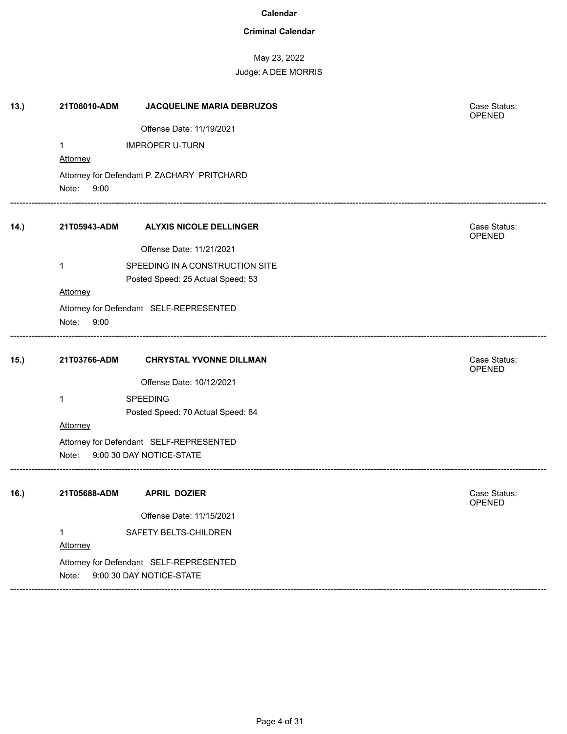**Calendar**

**Criminal Calendar**

May 23, 2022

Judge: A DEE MORRIS

**13.)** **21T06010-ADM** **JACQUELINE MARIA DEBRUZOS** Case Status: OPENED

Offense Date: 11/19/2021

1 IMPROPER U-TURN

Attorney

Attorney for Defendant P. ZACHARY PRITCHARD

Note: 9:00

---

**14.)** **21T05943-ADM** **ALYXIS NICOLE DELLINGER** Case Status: OPENED

Offense Date: 11/21/2021

1 SPEEDING IN A CONSTRUCTION SITE

Posted Speed: 25 Actual Speed: 53

Attorney

Attorney for Defendant SELF-REPRESENTED

Note: 9:00

---

**15.)** **21T03766-ADM** **CHRYSTAL YVONNE DILLMAN** Case Status: OPENED

Offense Date: 10/12/2021

1 SPEEDING

Posted Speed: 70 Actual Speed: 84

Attorney

Attorney for Defendant SELF-REPRESENTED

Note: 9:00 30 DAY NOTICE-STATE

---

**16.)** **21T05688-ADM** **APRIL DOZIER** Case Status: OPENED

Offense Date: 11/15/2021

1 SAFETY BELTS-CHILDREN

Attorney

Attorney for Defendant SELF-REPRESENTED

Note: 9:00 30 DAY NOTICE-STATE

---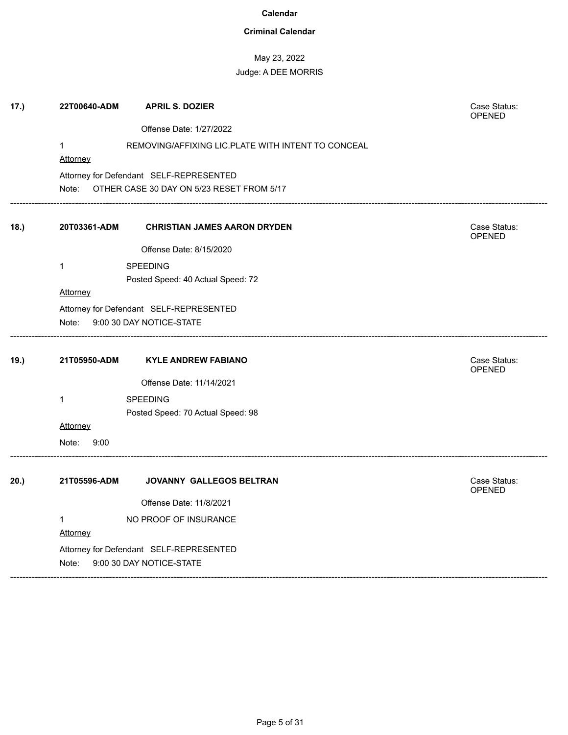**Calendar**

**Criminal Calendar**

May 23, 2022

Judge: A DEE MORRIS

**17.)** **22T00640-ADM** **APRIL S. DOZIER**

Case Status: OPENED

Offense Date: 1/27/2022

1 REMOVING/AFFIXING LIC.PLATE WITH INTENT TO CONCEAL

Attorney

Attorney for Defendant SELF-REPRESENTED

Note: OTHER CASE 30 DAY ON 5/23 RESET FROM 5/17

---

**18.)** **20T03361-ADM** **CHRISTIAN JAMES AARON DRYDEN**

Case Status: OPENED

Offense Date: 8/15/2020

1 SPEEDING

Posted Speed: 40 Actual Speed: 72

Attorney

Attorney for Defendant SELF-REPRESENTED

Note: 9:00 30 DAY NOTICE-STATE

---

**19.)** **21T05950-ADM** **KYLE ANDREW FABIANO**

Case Status: OPENED

Offense Date: 11/14/2021

1 SPEEDING

Posted Speed: 70 Actual Speed: 98

Attorney

Note: 9:00

---

**20.)** **21T05596-ADM** **JOVANNY GALLEGOS BELTRAN**

Case Status: OPENED

Offense Date: 11/8/2021

1 NO PROOF OF INSURANCE

Attorney

Attorney for Defendant SELF-REPRESENTED

Note: 9:00 30 DAY NOTICE-STATE

---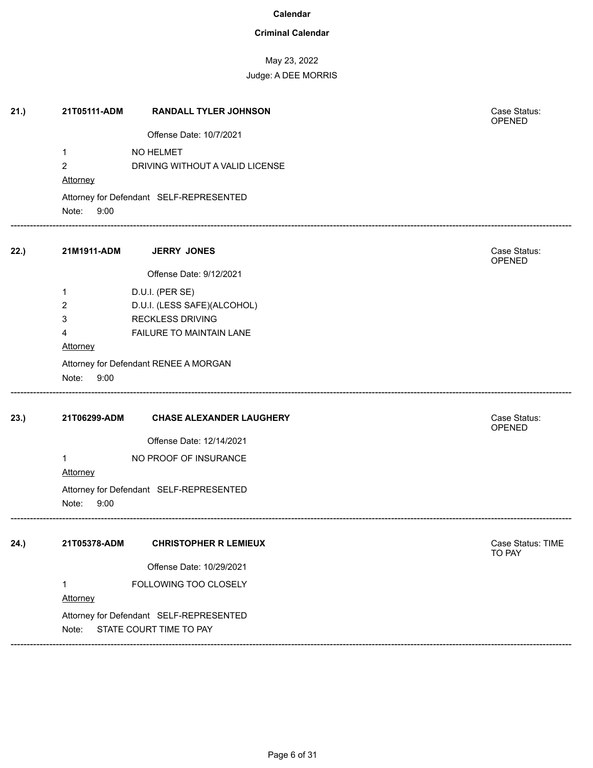# Calendar

## Criminal Calendar

May 23, 2022

Judge: A DEE MORRIS

---

**21.)** **21T05111-ADM** **RANDALL TYLER JOHNSON** — Case Status: OPENED

Offense Date: 10/7/2021

1 NO HELMET

2 DRIVING WITHOUT A VALID LICENSE

Attorney

Attorney for Defendant SELF-REPRESENTED

Note: 9:00

---

**22.)** **21M1911-ADM** **JERRY JONES** — Case Status: OPENED

Offense Date: 9/12/2021

1 D.U.I. (PER SE)

2 D.U.I. (LESS SAFE)(ALCOHOL)

3 RECKLESS DRIVING

4 FAILURE TO MAINTAIN LANE

Attorney

Attorney for Defendant RENEE A MORGAN

Note: 9:00

---

**23.)** **21T06299-ADM** **CHASE ALEXANDER LAUGHERY** — Case Status: OPENED

Offense Date: 12/14/2021

1 NO PROOF OF INSURANCE

Attorney

Attorney for Defendant SELF-REPRESENTED

Note: 9:00

---

**24.)** **21T05378-ADM** **CHRISTOPHER R LEMIEUX** — Case Status: TIME TO PAY

Offense Date: 10/29/2021

1 FOLLOWING TOO CLOSELY

Attorney

Attorney for Defendant SELF-REPRESENTED

Note: STATE COURT TIME TO PAY

---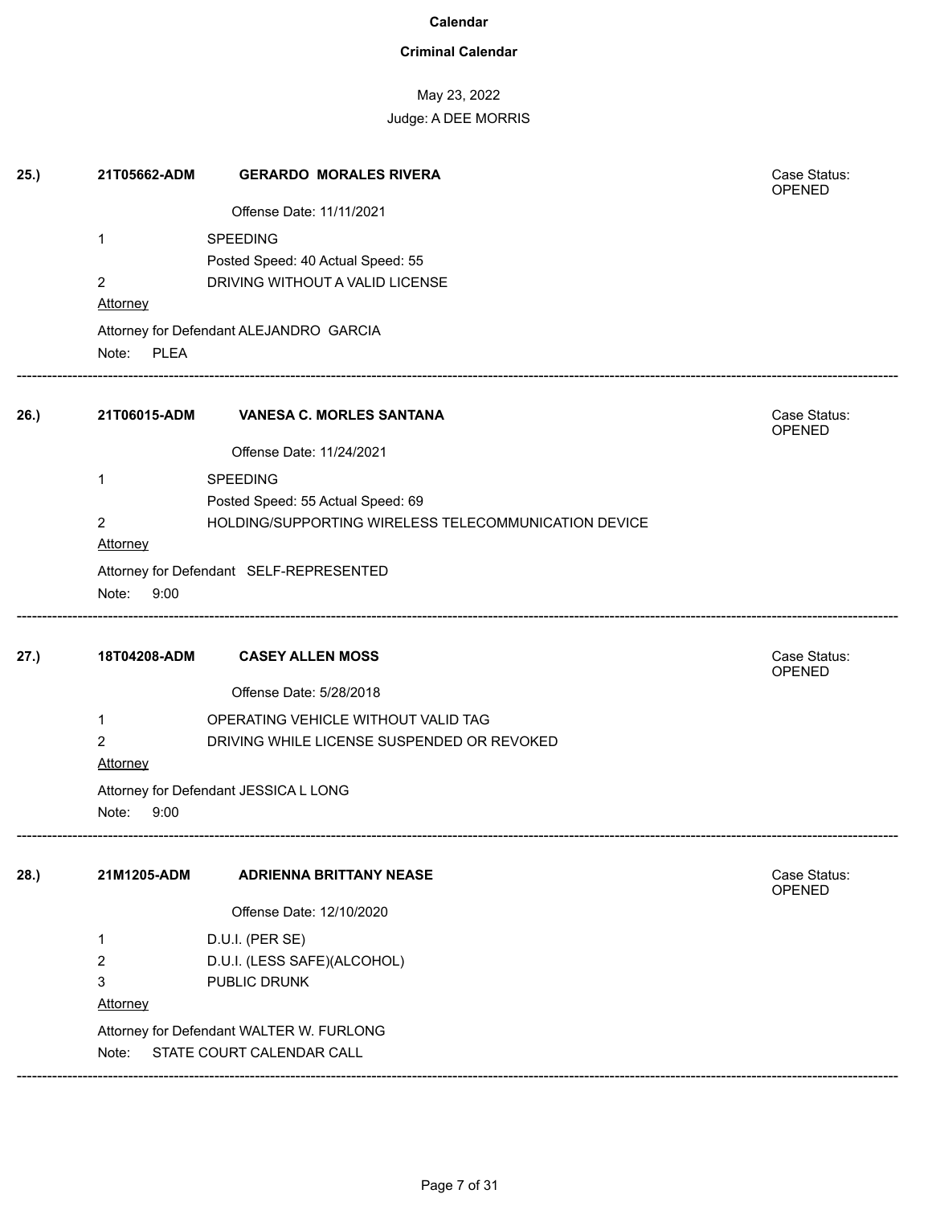**Calendar**

**Criminal Calendar**

May 23, 2022

Judge: A DEE MORRIS

**25.)** **21T05662-ADM** **GERARDO MORALES RIVERA** Case Status: OPENED

Offense Date: 11/11/2021

1 SPEEDING

Posted Speed: 40 Actual Speed: 55

2 DRIVING WITHOUT A VALID LICENSE

Attorney

Attorney for Defendant ALEJANDRO GARCIA

Note: PLEA

---

**26.)** **21T06015-ADM** **VANESA C. MORLES SANTANA** Case Status: OPENED

Offense Date: 11/24/2021

1 SPEEDING

Posted Speed: 55 Actual Speed: 69

2 HOLDING/SUPPORTING WIRELESS TELECOMMUNICATION DEVICE

Attorney

Attorney for Defendant SELF-REPRESENTED

Note: 9:00

---

**27.)** **18T04208-ADM** **CASEY ALLEN MOSS** Case Status: OPENED

Offense Date: 5/28/2018

1 OPERATING VEHICLE WITHOUT VALID TAG

2 DRIVING WHILE LICENSE SUSPENDED OR REVOKED

Attorney

Attorney for Defendant JESSICA L LONG

Note: 9:00

---

**28.)** **21M1205-ADM** **ADRIENNA BRITTANY NEASE** Case Status: OPENED

Offense Date: 12/10/2020

1 D.U.I. (PER SE)

2 D.U.I. (LESS SAFE)(ALCOHOL)

3 PUBLIC DRUNK

Attorney

Attorney for Defendant WALTER W. FURLONG

Note: STATE COURT CALENDAR CALL

---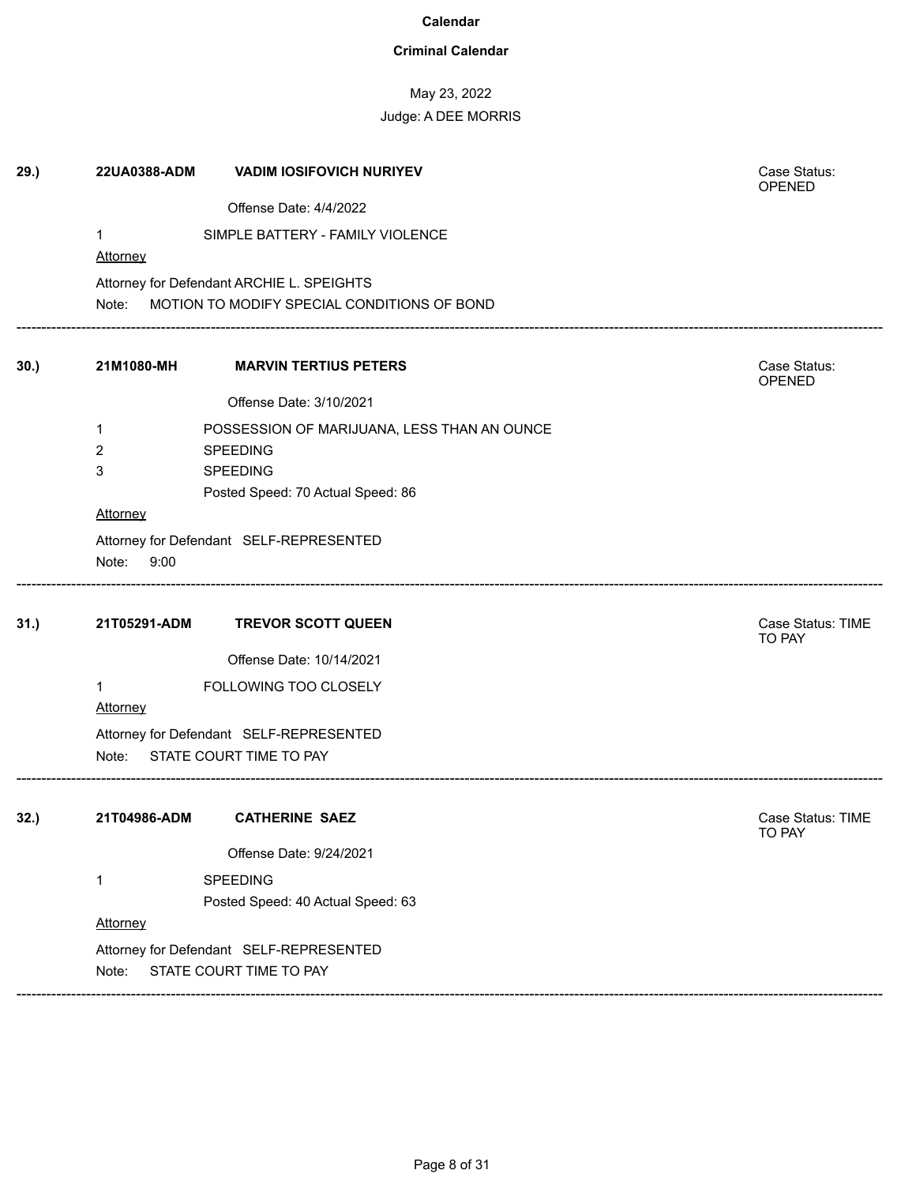**Calendar**

**Criminal Calendar**

May 23, 2022

Judge: A DEE MORRIS

**29.)** **22UA0388-ADM** **VADIM IOSIFOVICH NURIYEV** Case Status: OPENED

Offense Date: 4/4/2022

1 SIMPLE BATTERY - FAMILY VIOLENCE

Attorney

Attorney for Defendant ARCHIE L. SPEIGHTS

Note: MOTION TO MODIFY SPECIAL CONDITIONS OF BOND

---

**30.)** **21M1080-MH** **MARVIN TERTIUS PETERS** Case Status: OPENED

Offense Date: 3/10/2021

1 POSSESSION OF MARIJUANA, LESS THAN AN OUNCE

2 SPEEDING

3 SPEEDING

Posted Speed: 70 Actual Speed: 86

Attorney

Attorney for Defendant SELF-REPRESENTED

Note: 9:00

---

**31.)** **21T05291-ADM** **TREVOR SCOTT QUEEN** Case Status: TIME TO PAY

Offense Date: 10/14/2021

1 FOLLOWING TOO CLOSELY

Attorney

Attorney for Defendant SELF-REPRESENTED

Note: STATE COURT TIME TO PAY

---

**32.)** **21T04986-ADM** **CATHERINE SAEZ** Case Status: TIME TO PAY

Offense Date: 9/24/2021

1 SPEEDING

Posted Speed: 40 Actual Speed: 63

Attorney

Attorney for Defendant SELF-REPRESENTED

Note: STATE COURT TIME TO PAY

---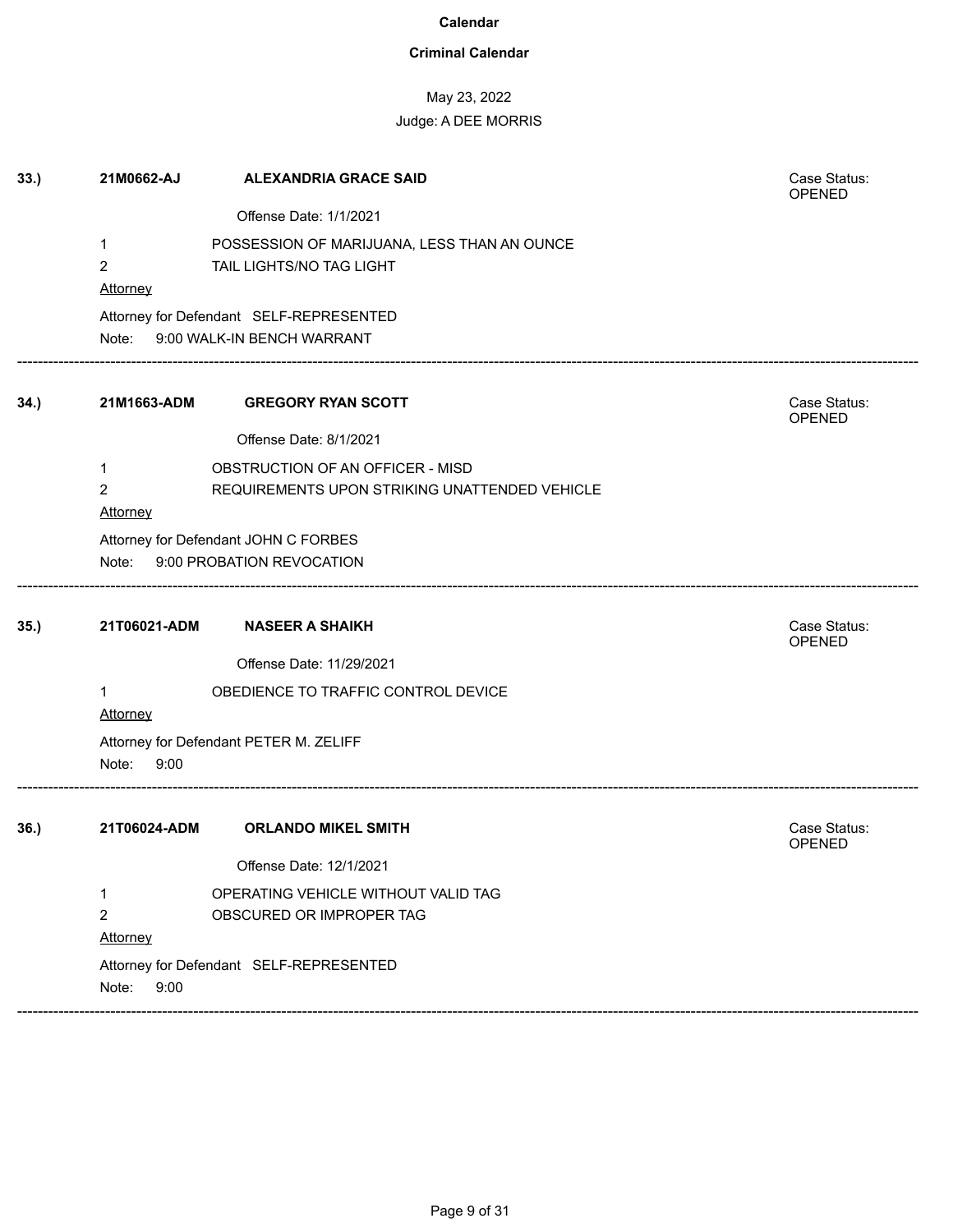**Calendar**

**Criminal Calendar**

May 23, 2022

Judge: A DEE MORRIS

---

**33.)** **21M0662-AJ** **ALEXANDRIA GRACE SAID** — Case Status: OPENED

Offense Date: 1/1/2021

1 POSSESSION OF MARIJUANA, LESS THAN AN OUNCE
2 TAIL LIGHTS/NO TAG LIGHT

Attorney

Attorney for Defendant SELF-REPRESENTED

Note: 9:00 WALK-IN BENCH WARRANT

---

**34.)** **21M1663-ADM** **GREGORY RYAN SCOTT** — Case Status: OPENED

Offense Date: 8/1/2021

1 OBSTRUCTION OF AN OFFICER - MISD
2 REQUIREMENTS UPON STRIKING UNATTENDED VEHICLE

Attorney

Attorney for Defendant JOHN C FORBES

Note: 9:00 PROBATION REVOCATION

---

**35.)** **21T06021-ADM** **NASEER A SHAIKH** — Case Status: OPENED

Offense Date: 11/29/2021

1 OBEDIENCE TO TRAFFIC CONTROL DEVICE

Attorney

Attorney for Defendant PETER M. ZELIFF

Note: 9:00

---

**36.)** **21T06024-ADM** **ORLANDO MIKEL SMITH** — Case Status: OPENED

Offense Date: 12/1/2021

1 OPERATING VEHICLE WITHOUT VALID TAG
2 OBSCURED OR IMPROPER TAG

Attorney

Attorney for Defendant SELF-REPRESENTED

Note: 9:00

---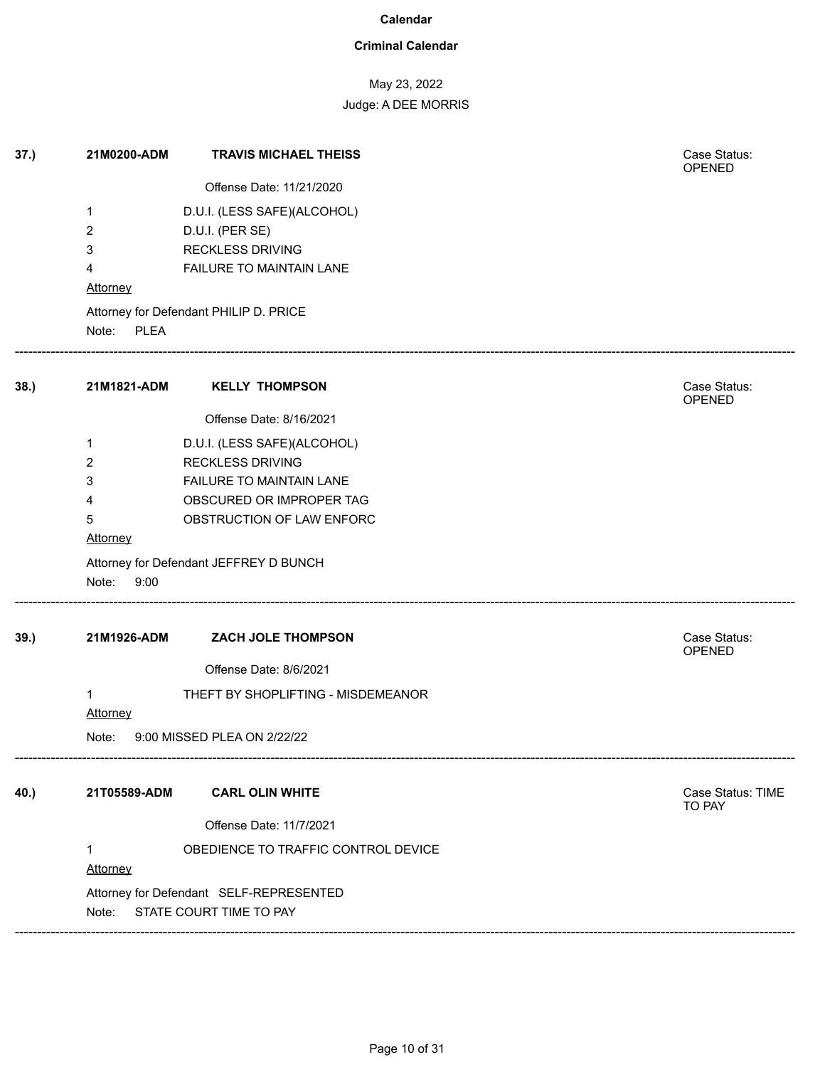**Calendar**

**Criminal Calendar**

May 23, 2022

Judge: A DEE MORRIS

**37.)** **21M0200-ADM** **TRAVIS MICHAEL THEISS** Case Status: OPENED

Offense Date: 11/21/2020

1 D.U.I. (LESS SAFE)(ALCOHOL)
2 D.U.I. (PER SE)
3 RECKLESS DRIVING
4 FAILURE TO MAINTAIN LANE

Attorney

Attorney for Defendant PHILIP D. PRICE

Note: PLEA

---

**38.)** **21M1821-ADM** **KELLY THOMPSON** Case Status: OPENED

Offense Date: 8/16/2021

1 D.U.I. (LESS SAFE)(ALCOHOL)
2 RECKLESS DRIVING
3 FAILURE TO MAINTAIN LANE
4 OBSCURED OR IMPROPER TAG
5 OBSTRUCTION OF LAW ENFORC

Attorney

Attorney for Defendant JEFFREY D BUNCH

Note: 9:00

---

**39.)** **21M1926-ADM** **ZACH JOLE THOMPSON** Case Status: OPENED

Offense Date: 8/6/2021

1 THEFT BY SHOPLIFTING - MISDEMEANOR

Attorney

Note: 9:00 MISSED PLEA ON 2/22/22

---

**40.)** **21T05589-ADM** **CARL OLIN WHITE** Case Status: TIME TO PAY

Offense Date: 11/7/2021

1 OBEDIENCE TO TRAFFIC CONTROL DEVICE

Attorney

Attorney for Defendant SELF-REPRESENTED

Note: STATE COURT TIME TO PAY

---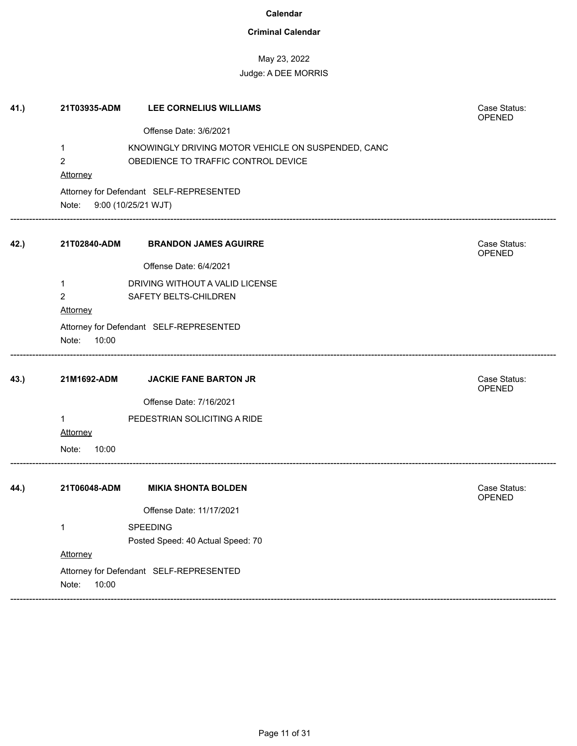**Calendar**

**Criminal Calendar**

May 23, 2022

Judge: A DEE MORRIS

**41.)** **21T03935-ADM** **LEE CORNELIUS WILLIAMS** Case Status: OPENED

Offense Date: 3/6/2021

1 KNOWINGLY DRIVING MOTOR VEHICLE ON SUSPENDED, CANC

2 OBEDIENCE TO TRAFFIC CONTROL DEVICE

Attorney

Attorney for Defendant SELF-REPRESENTED

Note: 9:00 (10/25/21 WJT)

---

**42.)** **21T02840-ADM** **BRANDON JAMES AGUIRRE** Case Status: OPENED

Offense Date: 6/4/2021

1 DRIVING WITHOUT A VALID LICENSE

2 SAFETY BELTS-CHILDREN

Attorney

Attorney for Defendant SELF-REPRESENTED

Note: 10:00

---

**43.)** **21M1692-ADM** **JACKIE FANE BARTON JR** Case Status: OPENED

Offense Date: 7/16/2021

1 PEDESTRIAN SOLICITING A RIDE

Attorney

Note: 10:00

---

**44.)** **21T06048-ADM** **MIKIA SHONTA BOLDEN** Case Status: OPENED

Offense Date: 11/17/2021

1 SPEEDING

Posted Speed: 40 Actual Speed: 70

Attorney

Attorney for Defendant SELF-REPRESENTED

Note: 10:00

---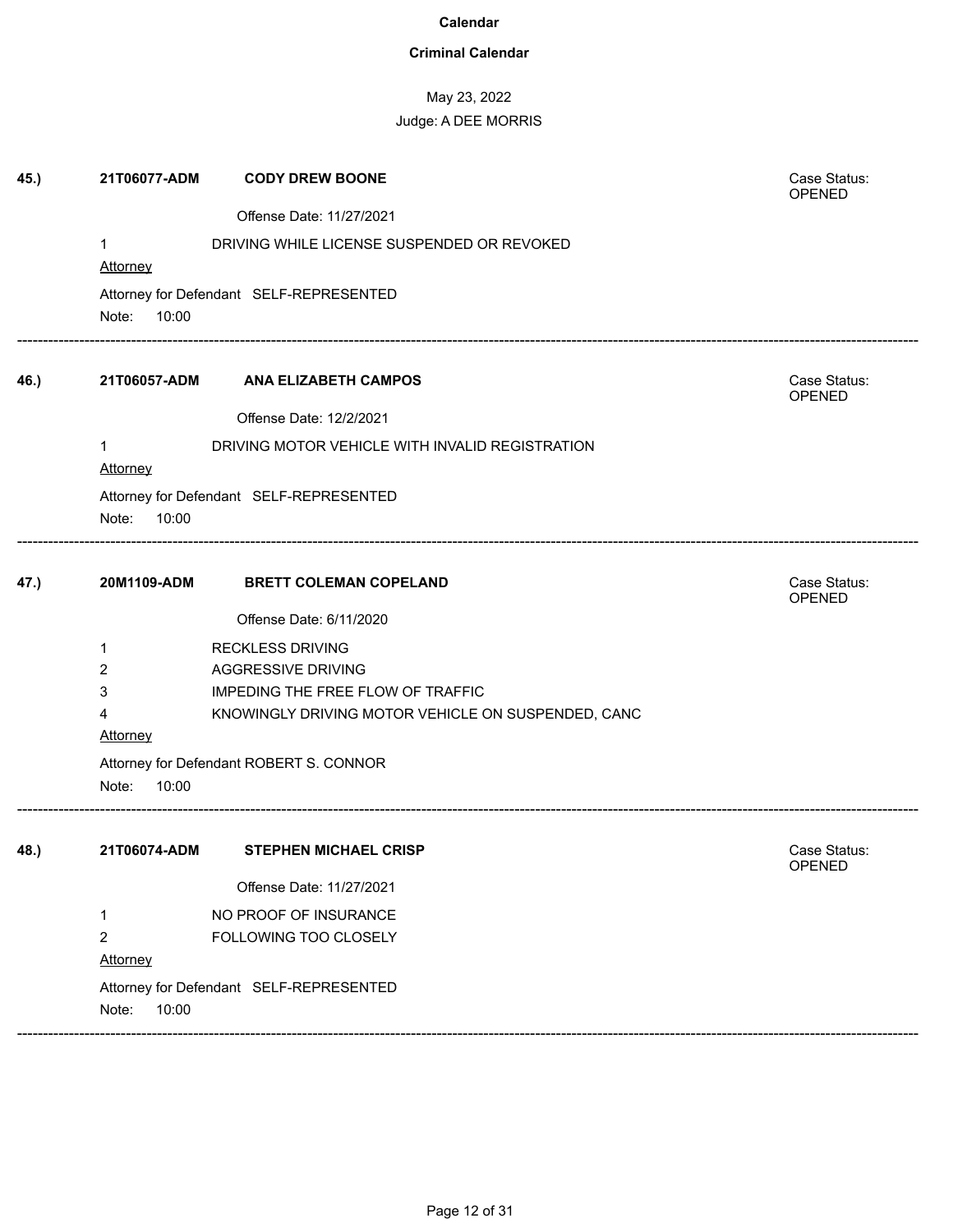**Calendar**

**Criminal Calendar**

May 23, 2022

Judge: A DEE MORRIS

**45.)** **21T06077-ADM** **CODY DREW BOONE** Case Status: OPENED

Offense Date: 11/27/2021

1 DRIVING WHILE LICENSE SUSPENDED OR REVOKED

Attorney

Attorney for Defendant SELF-REPRESENTED

Note: 10:00

---

**46.)** **21T06057-ADM** **ANA ELIZABETH CAMPOS** Case Status: OPENED

Offense Date: 12/2/2021

1 DRIVING MOTOR VEHICLE WITH INVALID REGISTRATION

Attorney

Attorney for Defendant SELF-REPRESENTED

Note: 10:00

---

**47.)** **20M1109-ADM** **BRETT COLEMAN COPELAND** Case Status: OPENED

Offense Date: 6/11/2020

1 RECKLESS DRIVING
2 AGGRESSIVE DRIVING
3 IMPEDING THE FREE FLOW OF TRAFFIC
4 KNOWINGLY DRIVING MOTOR VEHICLE ON SUSPENDED, CANC

Attorney

Attorney for Defendant ROBERT S. CONNOR

Note: 10:00

---

**48.)** **21T06074-ADM** **STEPHEN MICHAEL CRISP** Case Status: OPENED

Offense Date: 11/27/2021

1 NO PROOF OF INSURANCE
2 FOLLOWING TOO CLOSELY

Attorney

Attorney for Defendant SELF-REPRESENTED

Note: 10:00

---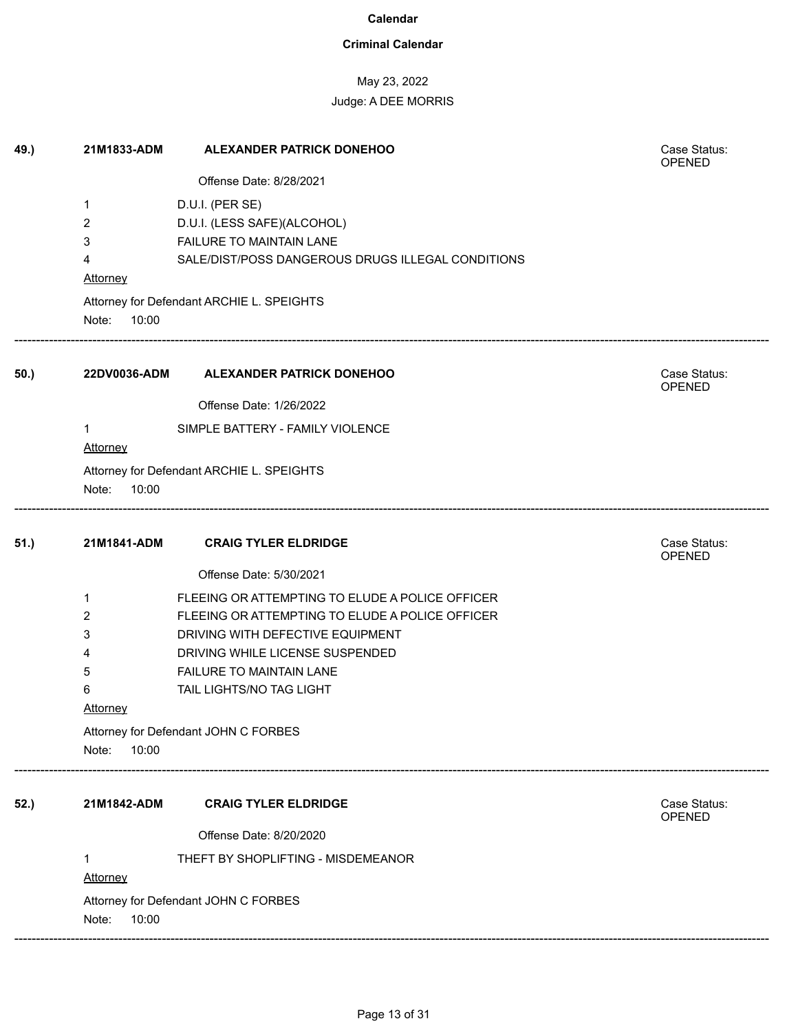**Calendar**

**Criminal Calendar**

May 23, 2022

Judge: A DEE MORRIS

**49.)** **21M1833-ADM** **ALEXANDER PATRICK DONEHOO** Case Status: OPENED

Offense Date: 8/28/2021

1 D.U.I. (PER SE)
2 D.U.I. (LESS SAFE)(ALCOHOL)
3 FAILURE TO MAINTAIN LANE
4 SALE/DIST/POSS DANGEROUS DRUGS ILLEGAL CONDITIONS

Attorney

Attorney for Defendant ARCHIE L. SPEIGHTS

Note: 10:00

---

**50.)** **22DV0036-ADM** **ALEXANDER PATRICK DONEHOO** Case Status: OPENED

Offense Date: 1/26/2022

1 SIMPLE BATTERY - FAMILY VIOLENCE

Attorney

Attorney for Defendant ARCHIE L. SPEIGHTS

Note: 10:00

---

**51.)** **21M1841-ADM** **CRAIG TYLER ELDRIDGE** Case Status: OPENED

Offense Date: 5/30/2021

1 FLEEING OR ATTEMPTING TO ELUDE A POLICE OFFICER
2 FLEEING OR ATTEMPTING TO ELUDE A POLICE OFFICER
3 DRIVING WITH DEFECTIVE EQUIPMENT
4 DRIVING WHILE LICENSE SUSPENDED
5 FAILURE TO MAINTAIN LANE
6 TAIL LIGHTS/NO TAG LIGHT

Attorney

Attorney for Defendant JOHN C FORBES

Note: 10:00

---

**52.)** **21M1842-ADM** **CRAIG TYLER ELDRIDGE** Case Status: OPENED

Offense Date: 8/20/2020

1 THEFT BY SHOPLIFTING - MISDEMEANOR

Attorney

Attorney for Defendant JOHN C FORBES

Note: 10:00

---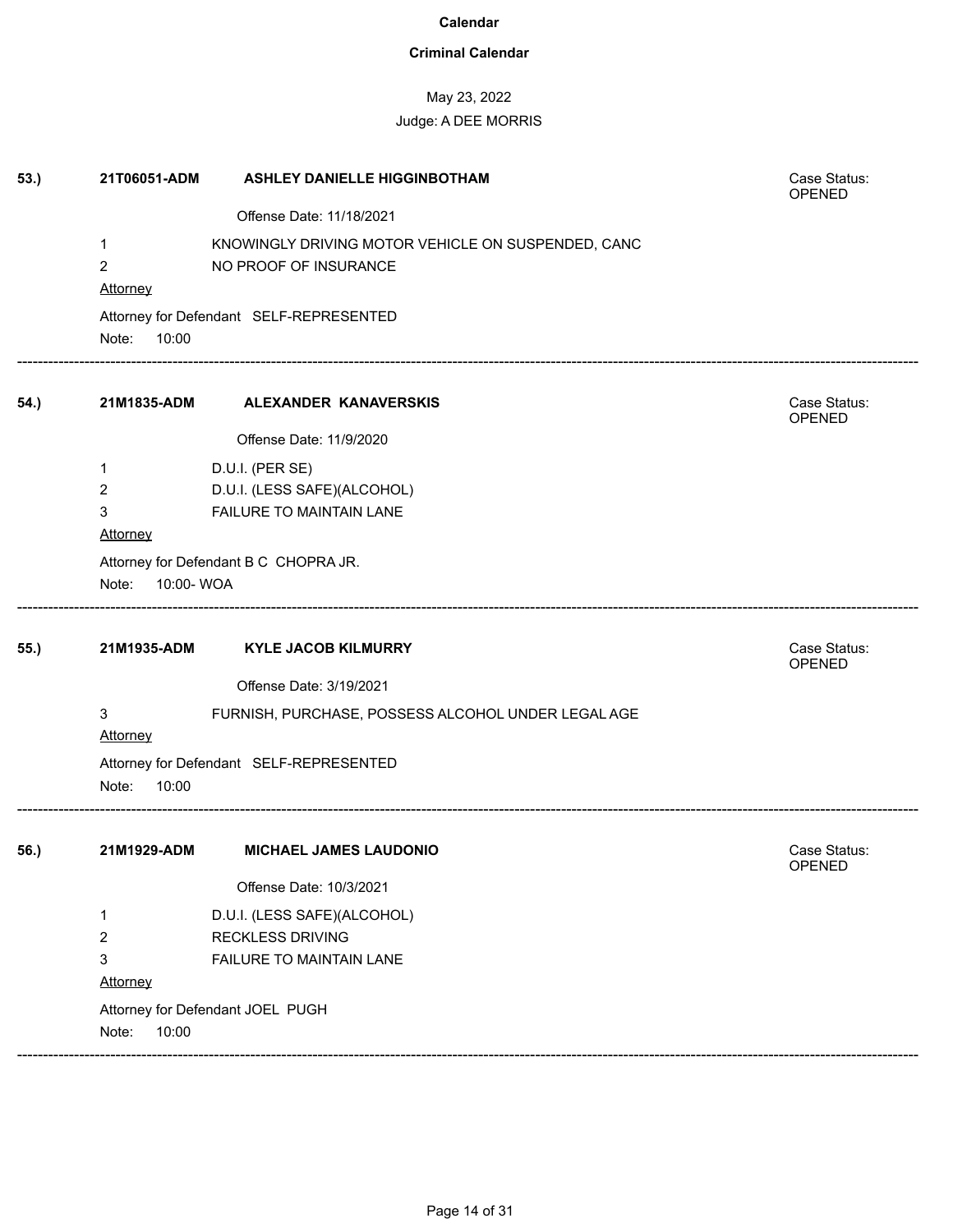**Calendar**

**Criminal Calendar**

May 23, 2022

Judge: A DEE MORRIS

**53.)** **21T06051-ADM** **ASHLEY DANIELLE HIGGINBOTHAM**

Case Status: OPENED

Offense Date: 11/18/2021

1 KNOWINGLY DRIVING MOTOR VEHICLE ON SUSPENDED, CANC

2 NO PROOF OF INSURANCE

Attorney

Attorney for Defendant SELF-REPRESENTED

Note: 10:00

---

**54.)** **21M1835-ADM** **ALEXANDER KANAVERSKIS**

Case Status: OPENED

Offense Date: 11/9/2020

1 D.U.I. (PER SE)

2 D.U.I. (LESS SAFE)(ALCOHOL)

3 FAILURE TO MAINTAIN LANE

Attorney

Attorney for Defendant B C CHOPRA JR.

Note: 10:00- WOA

---

**55.)** **21M1935-ADM** **KYLE JACOB KILMURRY**

Case Status: OPENED

Offense Date: 3/19/2021

3 FURNISH, PURCHASE, POSSESS ALCOHOL UNDER LEGAL AGE

Attorney

Attorney for Defendant SELF-REPRESENTED

Note: 10:00

---

**56.)** **21M1929-ADM** **MICHAEL JAMES LAUDONIO**

Case Status: OPENED

Offense Date: 10/3/2021

1 D.U.I. (LESS SAFE)(ALCOHOL)

2 RECKLESS DRIVING

3 FAILURE TO MAINTAIN LANE

Attorney

Attorney for Defendant JOEL PUGH

Note: 10:00

---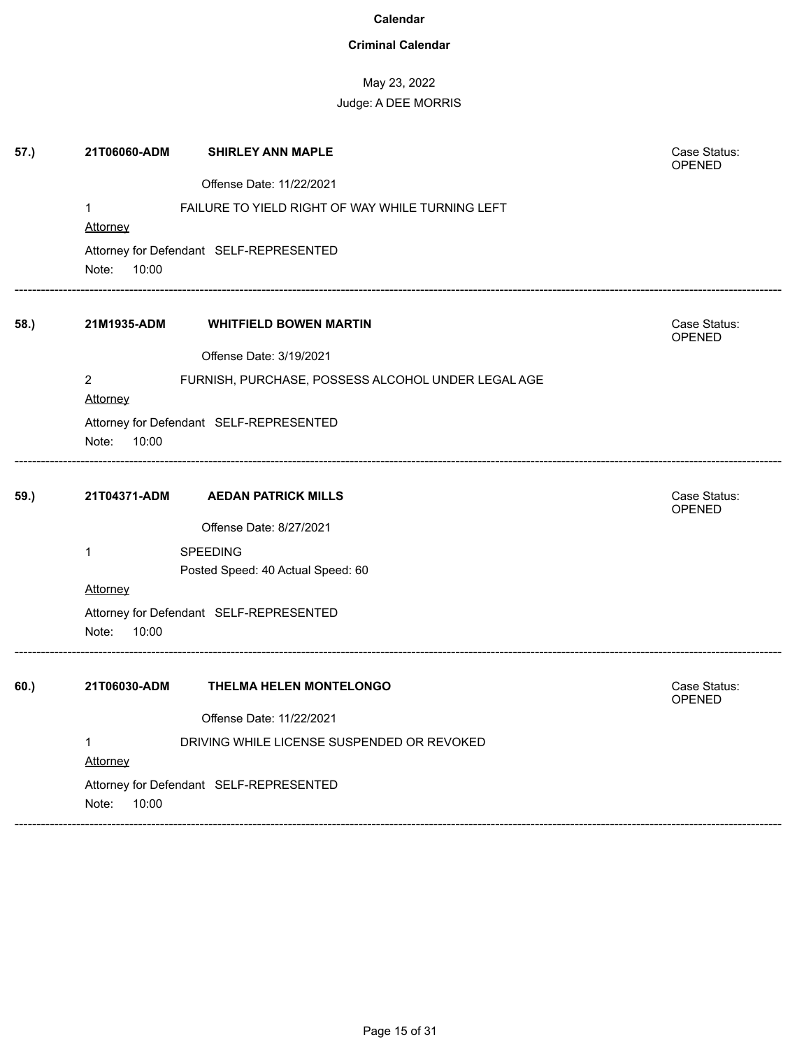**Calendar**

**Criminal Calendar**

May 23, 2022

Judge: A DEE MORRIS

**57.)** **21T06060-ADM** **SHIRLEY ANN MAPLE**

Case Status: OPENED

Offense Date: 11/22/2021

1 FAILURE TO YIELD RIGHT OF WAY WHILE TURNING LEFT

Attorney

Attorney for Defendant SELF-REPRESENTED

Note: 10:00

---

**58.)** **21M1935-ADM** **WHITFIELD BOWEN MARTIN**

Case Status: OPENED

Offense Date: 3/19/2021

2 FURNISH, PURCHASE, POSSESS ALCOHOL UNDER LEGAL AGE

Attorney

Attorney for Defendant SELF-REPRESENTED

Note: 10:00

---

**59.)** **21T04371-ADM** **AEDAN PATRICK MILLS**

Case Status: OPENED

Offense Date: 8/27/2021

1 SPEEDING

Posted Speed: 40 Actual Speed: 60

Attorney

Attorney for Defendant SELF-REPRESENTED

Note: 10:00

---

**60.)** **21T06030-ADM** **THELMA HELEN MONTELONGO**

Case Status: OPENED

Offense Date: 11/22/2021

1 DRIVING WHILE LICENSE SUSPENDED OR REVOKED

Attorney

Attorney for Defendant SELF-REPRESENTED

Note: 10:00

---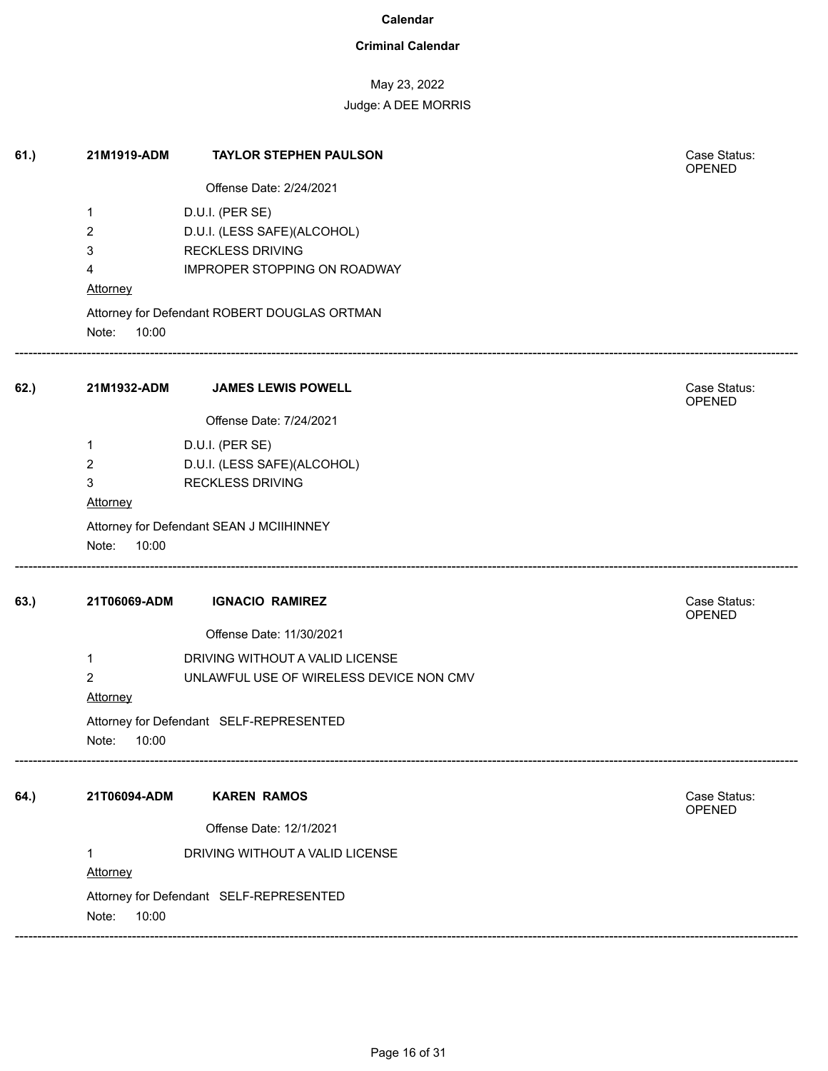**Calendar**

**Criminal Calendar**

May 23, 2022

Judge: A DEE MORRIS

**61.)** **21M1919-ADM** **TAYLOR STEPHEN PAULSON**

Case Status: OPENED

Offense Date: 2/24/2021

1 D.U.I. (PER SE)
2 D.U.I. (LESS SAFE)(ALCOHOL)
3 RECKLESS DRIVING
4 IMPROPER STOPPING ON ROADWAY

Attorney

Attorney for Defendant ROBERT DOUGLAS ORTMAN

Note: 10:00

---

**62.)** **21M1932-ADM** **JAMES LEWIS POWELL**

Case Status: OPENED

Offense Date: 7/24/2021

1 D.U.I. (PER SE)
2 D.U.I. (LESS SAFE)(ALCOHOL)
3 RECKLESS DRIVING

Attorney

Attorney for Defendant SEAN J MCIIHINNEY

Note: 10:00

---

**63.)** **21T06069-ADM** **IGNACIO RAMIREZ**

Case Status: OPENED

Offense Date: 11/30/2021

1 DRIVING WITHOUT A VALID LICENSE
2 UNLAWFUL USE OF WIRELESS DEVICE NON CMV

Attorney

Attorney for Defendant SELF-REPRESENTED

Note: 10:00

---

**64.)** **21T06094-ADM** **KAREN RAMOS**

Case Status: OPENED

Offense Date: 12/1/2021

1 DRIVING WITHOUT A VALID LICENSE

Attorney

Attorney for Defendant SELF-REPRESENTED

Note: 10:00

---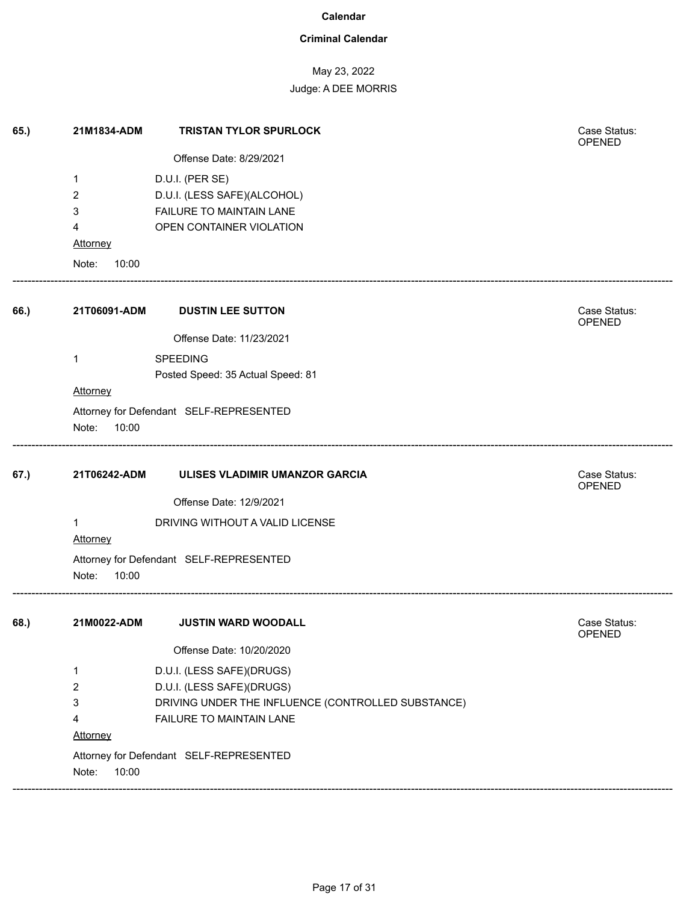**Calendar**

**Criminal Calendar**

May 23, 2022

Judge: A DEE MORRIS

**65.)** **21M1834-ADM** **TRISTAN TYLOR SPURLOCK**

Case Status: OPENED

Offense Date: 8/29/2021

1 D.U.I. (PER SE)

2 D.U.I. (LESS SAFE)(ALCOHOL)

3 FAILURE TO MAINTAIN LANE

4 OPEN CONTAINER VIOLATION

Attorney

Note: 10:00

---

**66.)** **21T06091-ADM** **DUSTIN LEE SUTTON**

Case Status: OPENED

Offense Date: 11/23/2021

1 SPEEDING

Posted Speed: 35 Actual Speed: 81

Attorney

Attorney for Defendant SELF-REPRESENTED

Note: 10:00

---

**67.)** **21T06242-ADM** **ULISES VLADIMIR UMANZOR GARCIA**

Case Status: OPENED

Offense Date: 12/9/2021

1 DRIVING WITHOUT A VALID LICENSE

Attorney

Attorney for Defendant SELF-REPRESENTED

Note: 10:00

---

**68.)** **21M0022-ADM** **JUSTIN WARD WOODALL**

Case Status: OPENED

Offense Date: 10/20/2020

1 D.U.I. (LESS SAFE)(DRUGS)

2 D.U.I. (LESS SAFE)(DRUGS)

3 DRIVING UNDER THE INFLUENCE (CONTROLLED SUBSTANCE)

4 FAILURE TO MAINTAIN LANE

Attorney

Attorney for Defendant SELF-REPRESENTED

Note: 10:00

---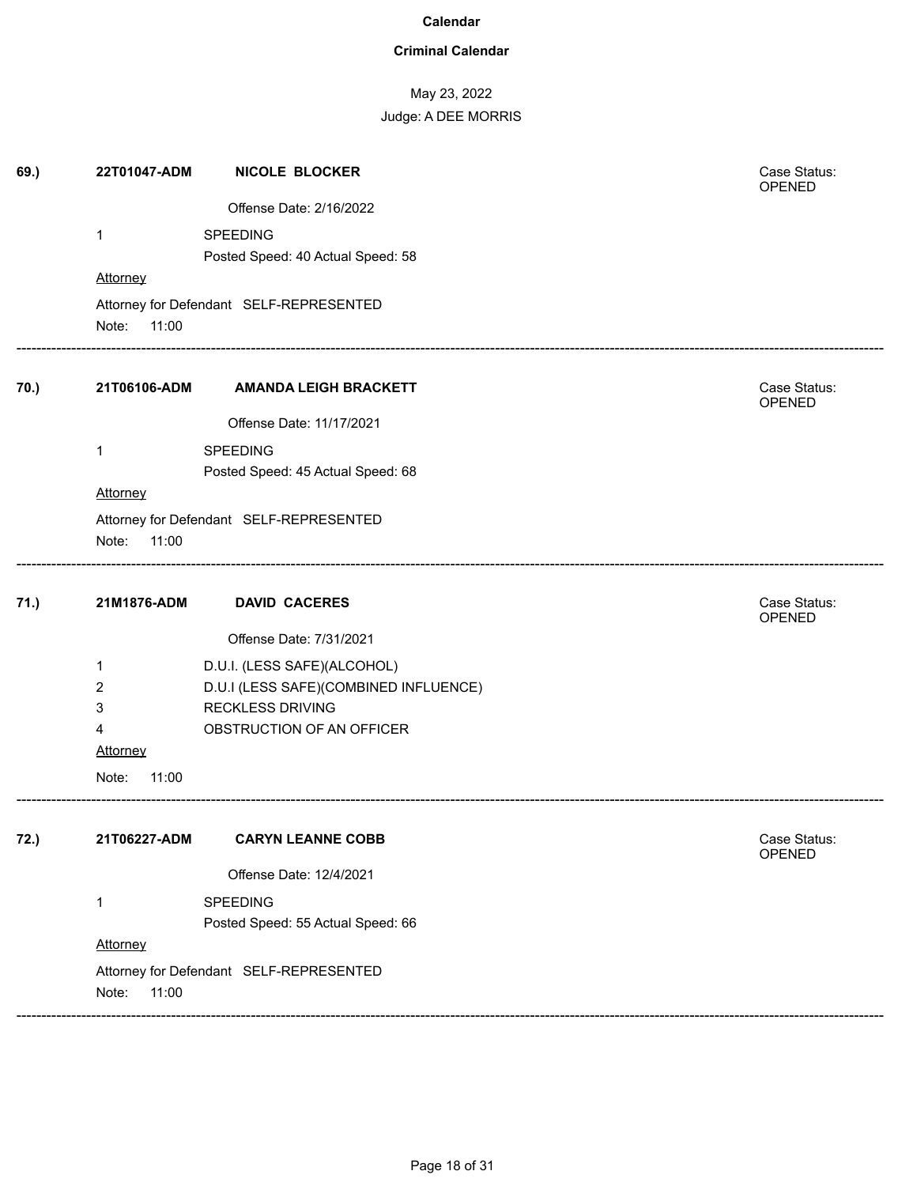**Calendar**

**Criminal Calendar**

May 23, 2022

Judge: A DEE MORRIS

**69.)** **22T01047-ADM** **NICOLE BLOCKER** Case Status: OPENED

Offense Date: 2/16/2022

1 SPEEDING

Posted Speed: 40 Actual Speed: 58

Attorney

Attorney for Defendant SELF-REPRESENTED

Note: 11:00

---

**70.)** **21T06106-ADM** **AMANDA LEIGH BRACKETT** Case Status: OPENED

Offense Date: 11/17/2021

1 SPEEDING

Posted Speed: 45 Actual Speed: 68

Attorney

Attorney for Defendant SELF-REPRESENTED

Note: 11:00

---

**71.)** **21M1876-ADM** **DAVID CACERES** Case Status: OPENED

Offense Date: 7/31/2021

1 D.U.I. (LESS SAFE)(ALCOHOL)

2 D.U.I (LESS SAFE)(COMBINED INFLUENCE)

3 RECKLESS DRIVING

4 OBSTRUCTION OF AN OFFICER

Attorney

Note: 11:00

---

**72.)** **21T06227-ADM** **CARYN LEANNE COBB** Case Status: OPENED

Offense Date: 12/4/2021

1 SPEEDING

Posted Speed: 55 Actual Speed: 66

Attorney

Attorney for Defendant SELF-REPRESENTED

Note: 11:00

---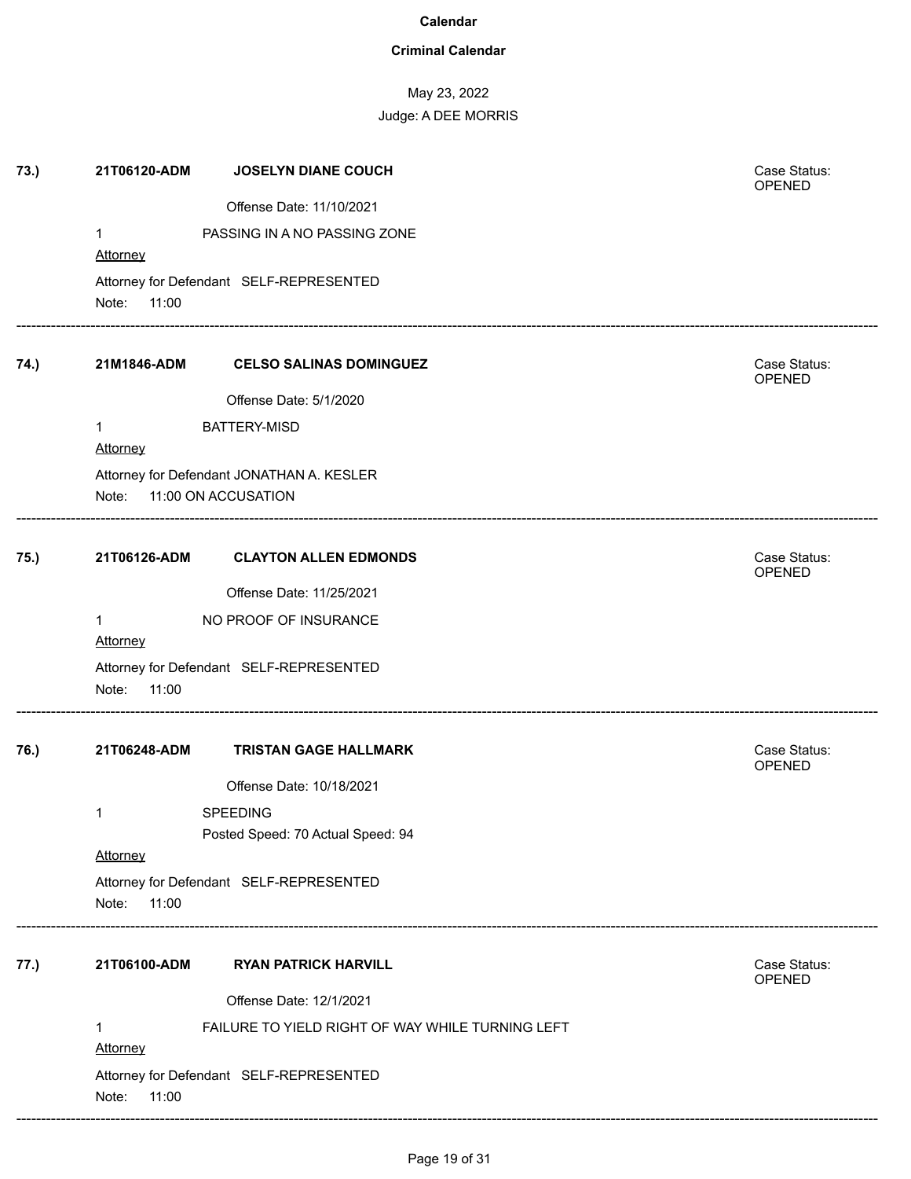**Calendar**

**Criminal Calendar**

May 23, 2022

Judge: A DEE MORRIS

**73.)** **21T06120-ADM** **JOSELYN DIANE COUCH**

Case Status: OPENED

Offense Date: 11/10/2021

1 PASSING IN A NO PASSING ZONE

Attorney

Attorney for Defendant SELF-REPRESENTED

Note: 11:00

---

**74.)** **21M1846-ADM** **CELSO SALINAS DOMINGUEZ**

Case Status: OPENED

Offense Date: 5/1/2020

1 BATTERY-MISD

Attorney

Attorney for Defendant JONATHAN A. KESLER

Note: 11:00 ON ACCUSATION

---

**75.)** **21T06126-ADM** **CLAYTON ALLEN EDMONDS**

Case Status: OPENED

Offense Date: 11/25/2021

1 NO PROOF OF INSURANCE

Attorney

Attorney for Defendant SELF-REPRESENTED

Note: 11:00

---

**76.)** **21T06248-ADM** **TRISTAN GAGE HALLMARK**

Case Status: OPENED

Offense Date: 10/18/2021

1 SPEEDING

Posted Speed: 70 Actual Speed: 94

Attorney

Attorney for Defendant SELF-REPRESENTED

Note: 11:00

---

**77.)** **21T06100-ADM** **RYAN PATRICK HARVILL**

Case Status: OPENED

Offense Date: 12/1/2021

1 FAILURE TO YIELD RIGHT OF WAY WHILE TURNING LEFT

Attorney

Attorney for Defendant SELF-REPRESENTED

Note: 11:00

---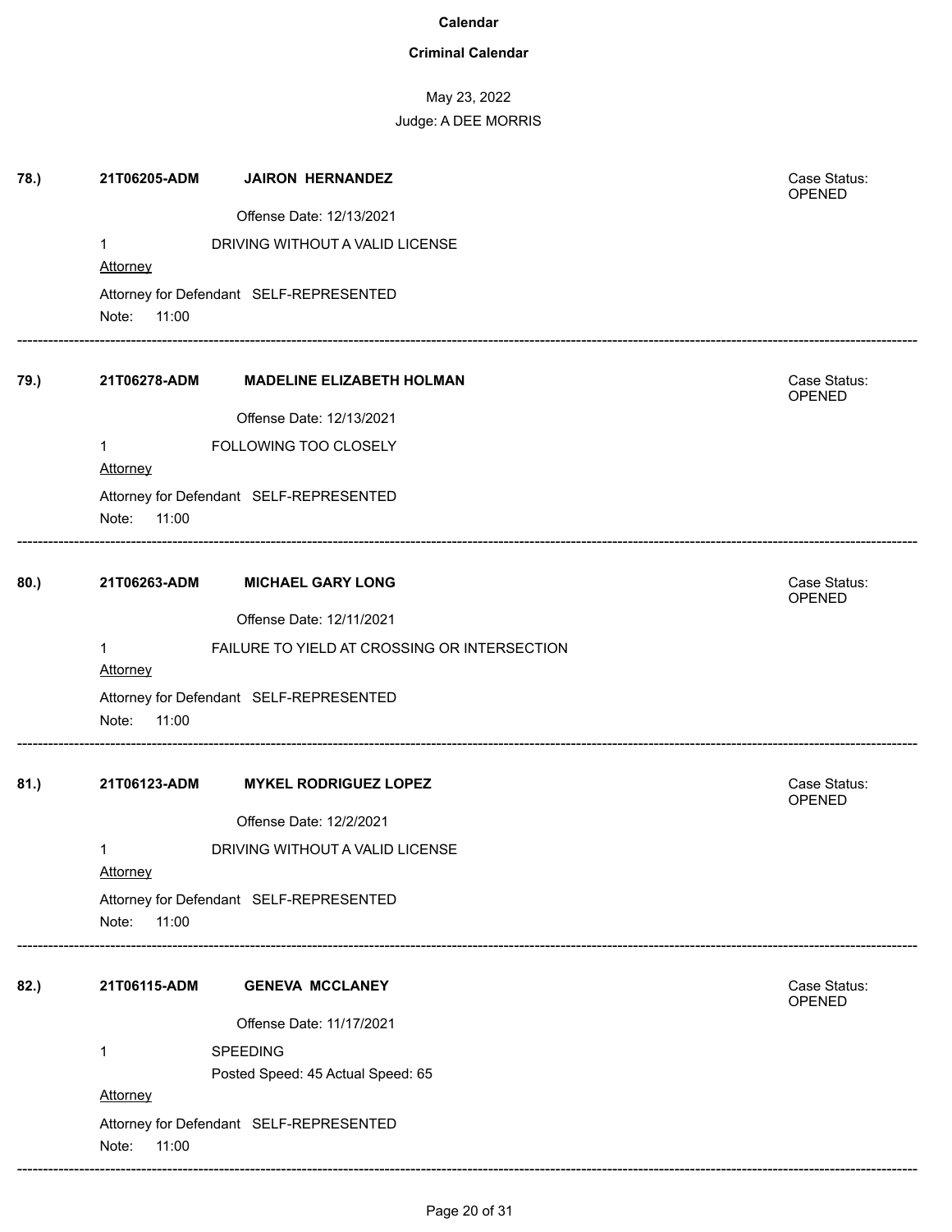**Calendar**

**Criminal Calendar**

May 23, 2022

Judge: A DEE MORRIS

**78.)** **21T06205-ADM** **JAIRON HERNANDEZ**

Case Status: OPENED

Offense Date: 12/13/2021

1 DRIVING WITHOUT A VALID LICENSE

Attorney

Attorney for Defendant SELF-REPRESENTED

Note: 11:00

---

**79.)** **21T06278-ADM** **MADELINE ELIZABETH HOLMAN**

Case Status: OPENED

Offense Date: 12/13/2021

1 FOLLOWING TOO CLOSELY

Attorney

Attorney for Defendant SELF-REPRESENTED

Note: 11:00

---

**80.)** **21T06263-ADM** **MICHAEL GARY LONG**

Case Status: OPENED

Offense Date: 12/11/2021

1 FAILURE TO YIELD AT CROSSING OR INTERSECTION

Attorney

Attorney for Defendant SELF-REPRESENTED

Note: 11:00

---

**81.)** **21T06123-ADM** **MYKEL RODRIGUEZ LOPEZ**

Case Status: OPENED

Offense Date: 12/2/2021

1 DRIVING WITHOUT A VALID LICENSE

Attorney

Attorney for Defendant SELF-REPRESENTED

Note: 11:00

---

**82.)** **21T06115-ADM** **GENEVA MCCLANEY**

Case Status: OPENED

Offense Date: 11/17/2021

1 SPEEDING

Posted Speed: 45 Actual Speed: 65

Attorney

Attorney for Defendant SELF-REPRESENTED

Note: 11:00

---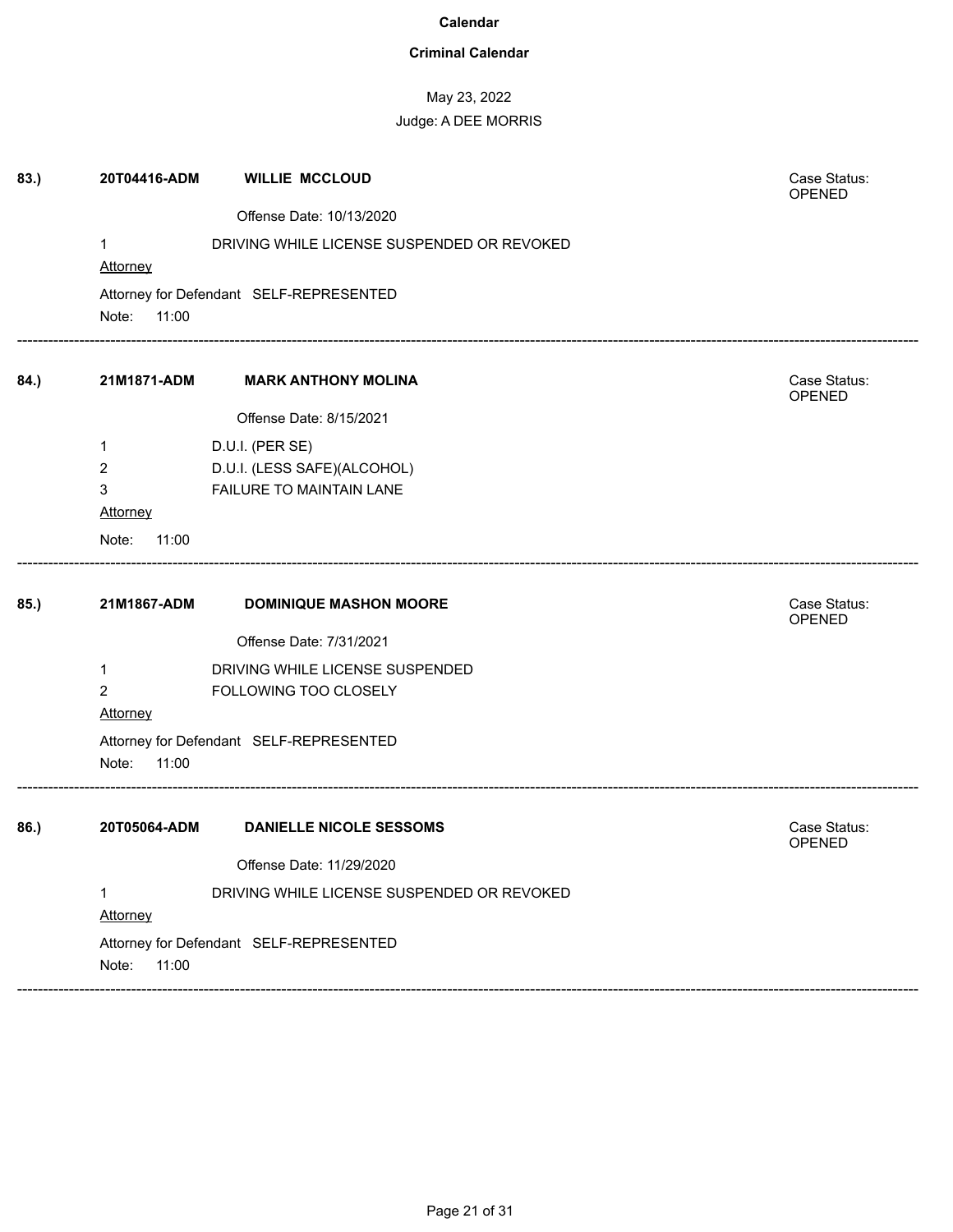**Calendar**

**Criminal Calendar**

May 23, 2022

Judge: A DEE MORRIS

---

**83.)** **20T04416-ADM** **WILLIE MCCLOUD**

Case Status: OPENED

Offense Date: 10/13/2020

1 DRIVING WHILE LICENSE SUSPENDED OR REVOKED

Attorney

Attorney for Defendant SELF-REPRESENTED

Note: 11:00

---

**84.)** **21M1871-ADM** **MARK ANTHONY MOLINA**

Case Status: OPENED

Offense Date: 8/15/2021

1 D.U.I. (PER SE)

2 D.U.I. (LESS SAFE)(ALCOHOL)

3 FAILURE TO MAINTAIN LANE

Attorney

Note: 11:00

---

**85.)** **21M1867-ADM** **DOMINIQUE MASHON MOORE**

Case Status: OPENED

Offense Date: 7/31/2021

1 DRIVING WHILE LICENSE SUSPENDED

2 FOLLOWING TOO CLOSELY

Attorney

Attorney for Defendant SELF-REPRESENTED

Note: 11:00

---

**86.)** **20T05064-ADM** **DANIELLE NICOLE SESSOMS**

Case Status: OPENED

Offense Date: 11/29/2020

1 DRIVING WHILE LICENSE SUSPENDED OR REVOKED

Attorney

Attorney for Defendant SELF-REPRESENTED

Note: 11:00

---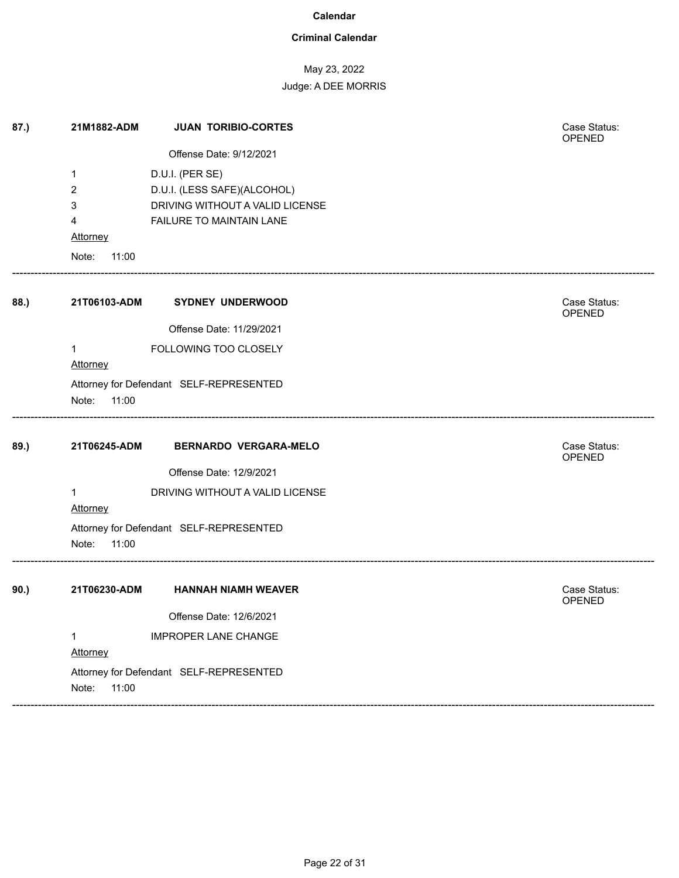**Calendar**

**Criminal Calendar**

May 23, 2022

Judge: A DEE MORRIS

---

**87.)** **21M1882-ADM** **JUAN TORIBIO-CORTES** Case Status: OPENED

Offense Date: 9/12/2021

1 D.U.I. (PER SE)
2 D.U.I. (LESS SAFE)(ALCOHOL)
3 DRIVING WITHOUT A VALID LICENSE
4 FAILURE TO MAINTAIN LANE

Attorney

Note: 11:00

---

**88.)** **21T06103-ADM** **SYDNEY UNDERWOOD** Case Status: OPENED

Offense Date: 11/29/2021

1 FOLLOWING TOO CLOSELY

Attorney

Attorney for Defendant SELF-REPRESENTED

Note: 11:00

---

**89.)** **21T06245-ADM** **BERNARDO VERGARA-MELO** Case Status: OPENED

Offense Date: 12/9/2021

1 DRIVING WITHOUT A VALID LICENSE

Attorney

Attorney for Defendant SELF-REPRESENTED

Note: 11:00

---

**90.)** **21T06230-ADM** **HANNAH NIAMH WEAVER** Case Status: OPENED

Offense Date: 12/6/2021

1 IMPROPER LANE CHANGE

Attorney

Attorney for Defendant SELF-REPRESENTED

Note: 11:00

---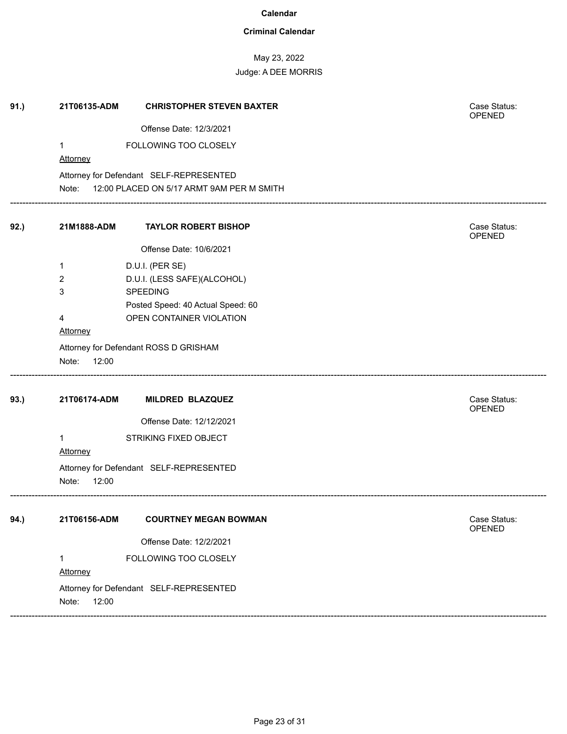**Calendar**

**Criminal Calendar**

May 23, 2022

Judge: A DEE MORRIS

---

**91.)** **21T06135-ADM** **CHRISTOPHER STEVEN BAXTER**

Case Status: OPENED

Offense Date: 12/3/2021

1 FOLLOWING TOO CLOSELY

Attorney

Attorney for Defendant SELF-REPRESENTED

Note: 12:00 PLACED ON 5/17 ARMT 9AM PER M SMITH

---

**92.)** **21M1888-ADM** **TAYLOR ROBERT BISHOP**

Case Status: OPENED

Offense Date: 10/6/2021

1 D.U.I. (PER SE)

2 D.U.I. (LESS SAFE)(ALCOHOL)

3 SPEEDING

Posted Speed: 40 Actual Speed: 60

4 OPEN CONTAINER VIOLATION

Attorney

Attorney for Defendant ROSS D GRISHAM

Note: 12:00

---

**93.)** **21T06174-ADM** **MILDRED BLAZQUEZ**

Case Status: OPENED

Offense Date: 12/12/2021

1 STRIKING FIXED OBJECT

Attorney

Attorney for Defendant SELF-REPRESENTED

Note: 12:00

---

**94.)** **21T06156-ADM** **COURTNEY MEGAN BOWMAN**

Case Status: OPENED

Offense Date: 12/2/2021

1 FOLLOWING TOO CLOSELY

Attorney

Attorney for Defendant SELF-REPRESENTED

Note: 12:00

---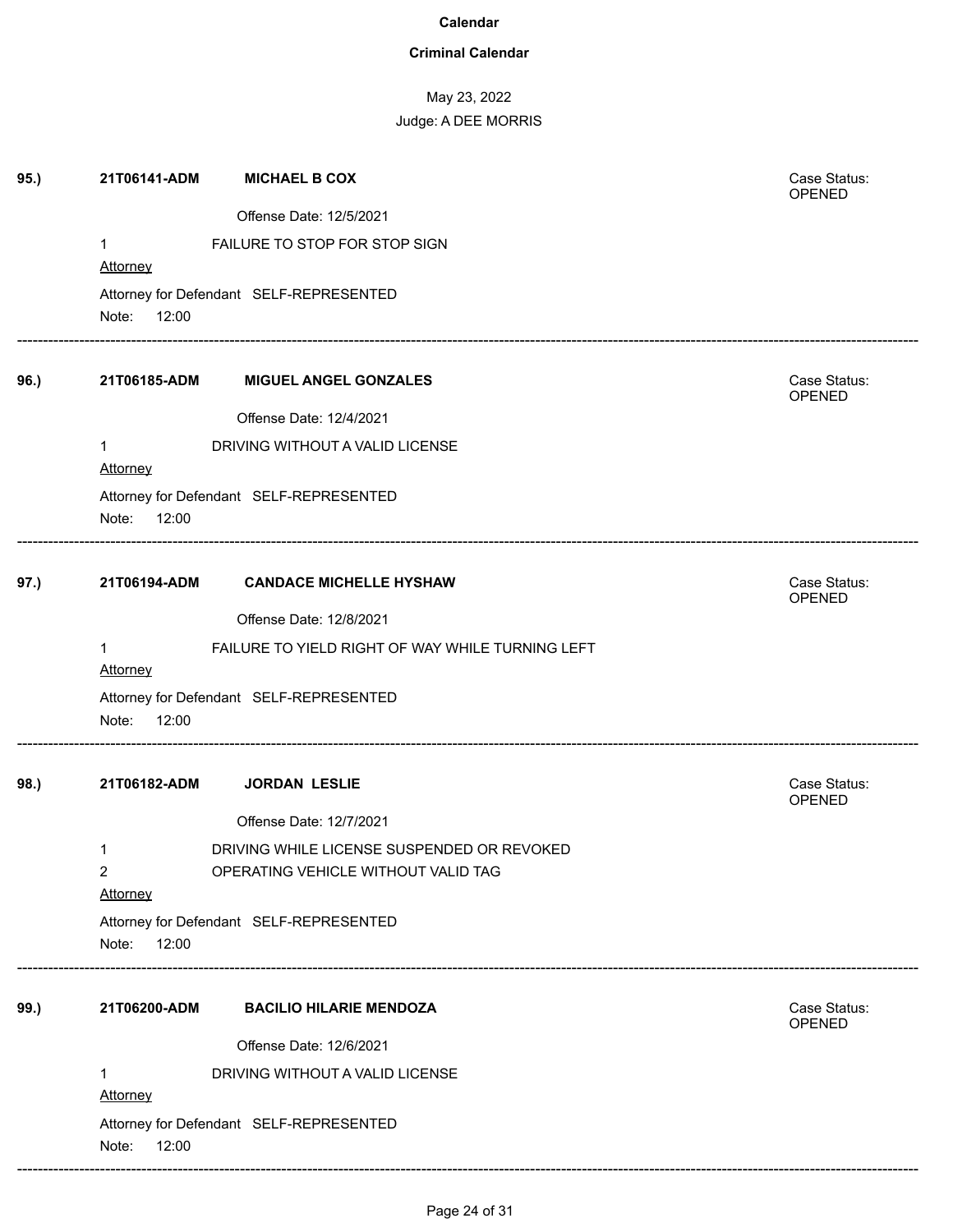**Calendar**

**Criminal Calendar**

May 23, 2022

Judge: A DEE MORRIS

**95.)** **21T06141-ADM** **MICHAEL B COX** Case Status: OPENED

Offense Date: 12/5/2021

1 FAILURE TO STOP FOR STOP SIGN

Attorney

Attorney for Defendant SELF-REPRESENTED

Note: 12:00

---

**96.)** **21T06185-ADM** **MIGUEL ANGEL GONZALES** Case Status: OPENED

Offense Date: 12/4/2021

1 DRIVING WITHOUT A VALID LICENSE

Attorney

Attorney for Defendant SELF-REPRESENTED

Note: 12:00

---

**97.)** **21T06194-ADM** **CANDACE MICHELLE HYSHAW** Case Status: OPENED

Offense Date: 12/8/2021

1 FAILURE TO YIELD RIGHT OF WAY WHILE TURNING LEFT

Attorney

Attorney for Defendant SELF-REPRESENTED

Note: 12:00

---

**98.)** **21T06182-ADM** **JORDAN LESLIE** Case Status: OPENED

Offense Date: 12/7/2021

1 DRIVING WHILE LICENSE SUSPENDED OR REVOKED

2 OPERATING VEHICLE WITHOUT VALID TAG

Attorney

Attorney for Defendant SELF-REPRESENTED

Note: 12:00

---

**99.)** **21T06200-ADM** **BACILIO HILARIE MENDOZA** Case Status: OPENED

Offense Date: 12/6/2021

1 DRIVING WITHOUT A VALID LICENSE

Attorney

Attorney for Defendant SELF-REPRESENTED

Note: 12:00

---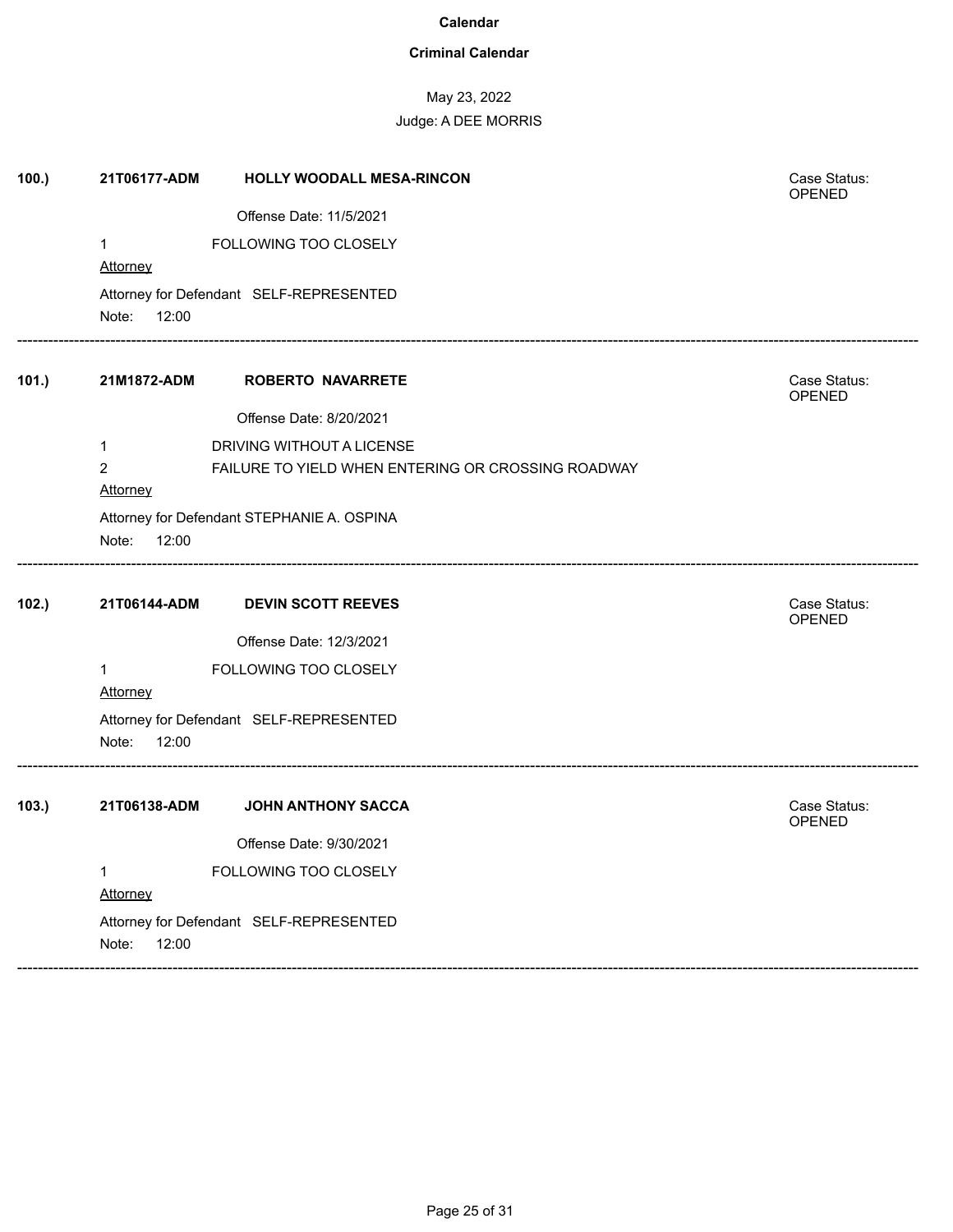**Calendar**

**Criminal Calendar**

May 23, 2022

Judge: A DEE MORRIS

**100.)** **21T06177-ADM** **HOLLY WOODALL MESA-RINCON** Case Status: OPENED

Offense Date: 11/5/2021

1 FOLLOWING TOO CLOSELY

Attorney

Attorney for Defendant SELF-REPRESENTED

Note: 12:00

---

**101.)** **21M1872-ADM** **ROBERTO NAVARRETE** Case Status: OPENED

Offense Date: 8/20/2021

1 DRIVING WITHOUT A LICENSE

2 FAILURE TO YIELD WHEN ENTERING OR CROSSING ROADWAY

Attorney

Attorney for Defendant STEPHANIE A. OSPINA

Note: 12:00

---

**102.)** **21T06144-ADM** **DEVIN SCOTT REEVES** Case Status: OPENED

Offense Date: 12/3/2021

1 FOLLOWING TOO CLOSELY

Attorney

Attorney for Defendant SELF-REPRESENTED

Note: 12:00

---

**103.)** **21T06138-ADM** **JOHN ANTHONY SACCA** Case Status: OPENED

Offense Date: 9/30/2021

1 FOLLOWING TOO CLOSELY

Attorney

Attorney for Defendant SELF-REPRESENTED

Note: 12:00

---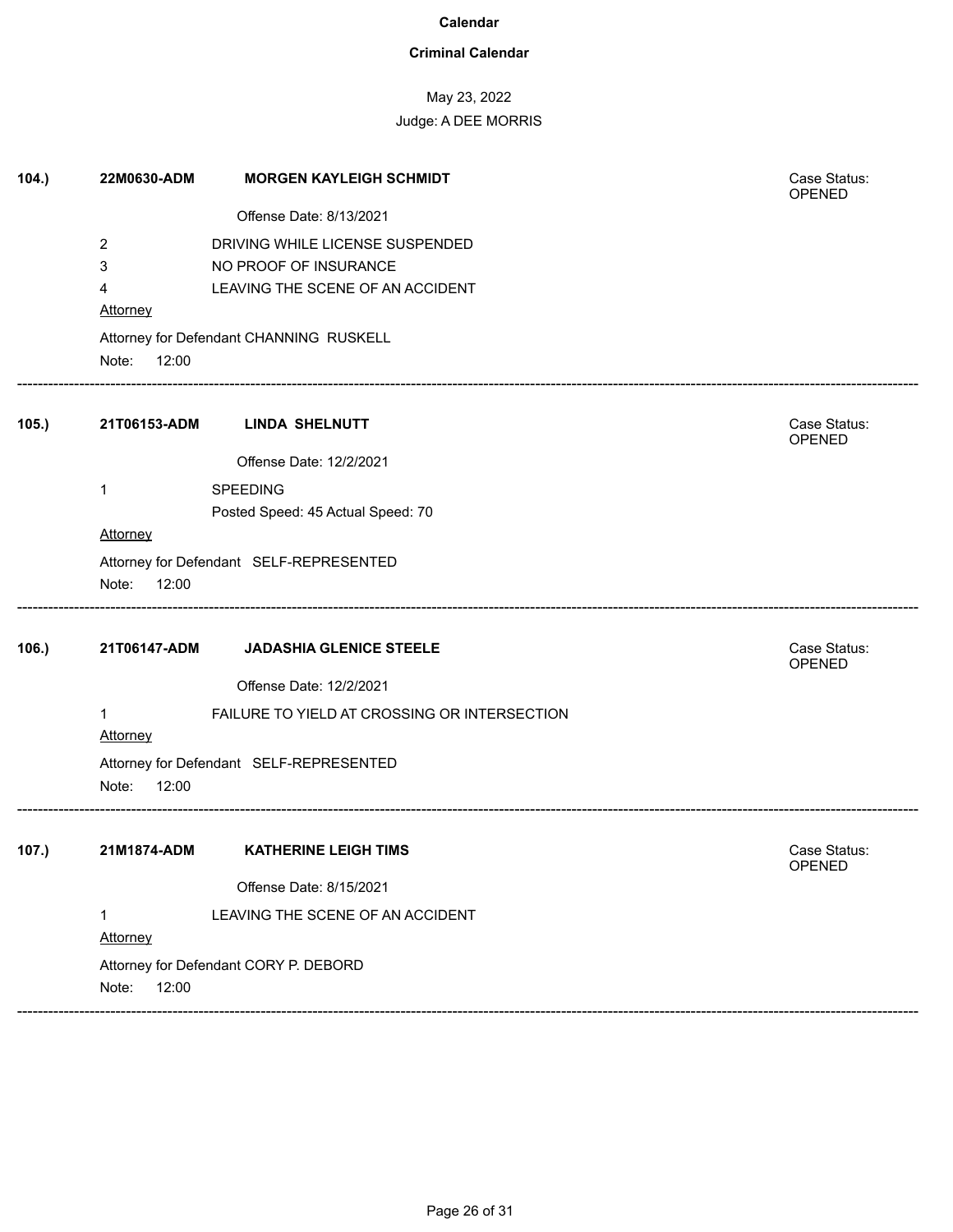**Calendar**

**Criminal Calendar**

May 23, 2022

Judge: A DEE MORRIS

---

**104.)** **22M0630-ADM** **MORGEN KAYLEIGH SCHMIDT**

Case Status: OPENED

Offense Date: 8/13/2021

2 DRIVING WHILE LICENSE SUSPENDED

3 NO PROOF OF INSURANCE

4 LEAVING THE SCENE OF AN ACCIDENT

Attorney

Attorney for Defendant CHANNING RUSKELL

Note: 12:00

---

**105.)** **21T06153-ADM** **LINDA SHELNUTT**

Case Status: OPENED

Offense Date: 12/2/2021

1 SPEEDING

Posted Speed: 45 Actual Speed: 70

Attorney

Attorney for Defendant SELF-REPRESENTED

Note: 12:00

---

**106.)** **21T06147-ADM** **JADASHIA GLENICE STEELE**

Case Status: OPENED

Offense Date: 12/2/2021

1 FAILURE TO YIELD AT CROSSING OR INTERSECTION

Attorney

Attorney for Defendant SELF-REPRESENTED

Note: 12:00

---

**107.)** **21M1874-ADM** **KATHERINE LEIGH TIMS**

Case Status: OPENED

Offense Date: 8/15/2021

1 LEAVING THE SCENE OF AN ACCIDENT

Attorney

Attorney for Defendant CORY P. DEBORD

Note: 12:00

---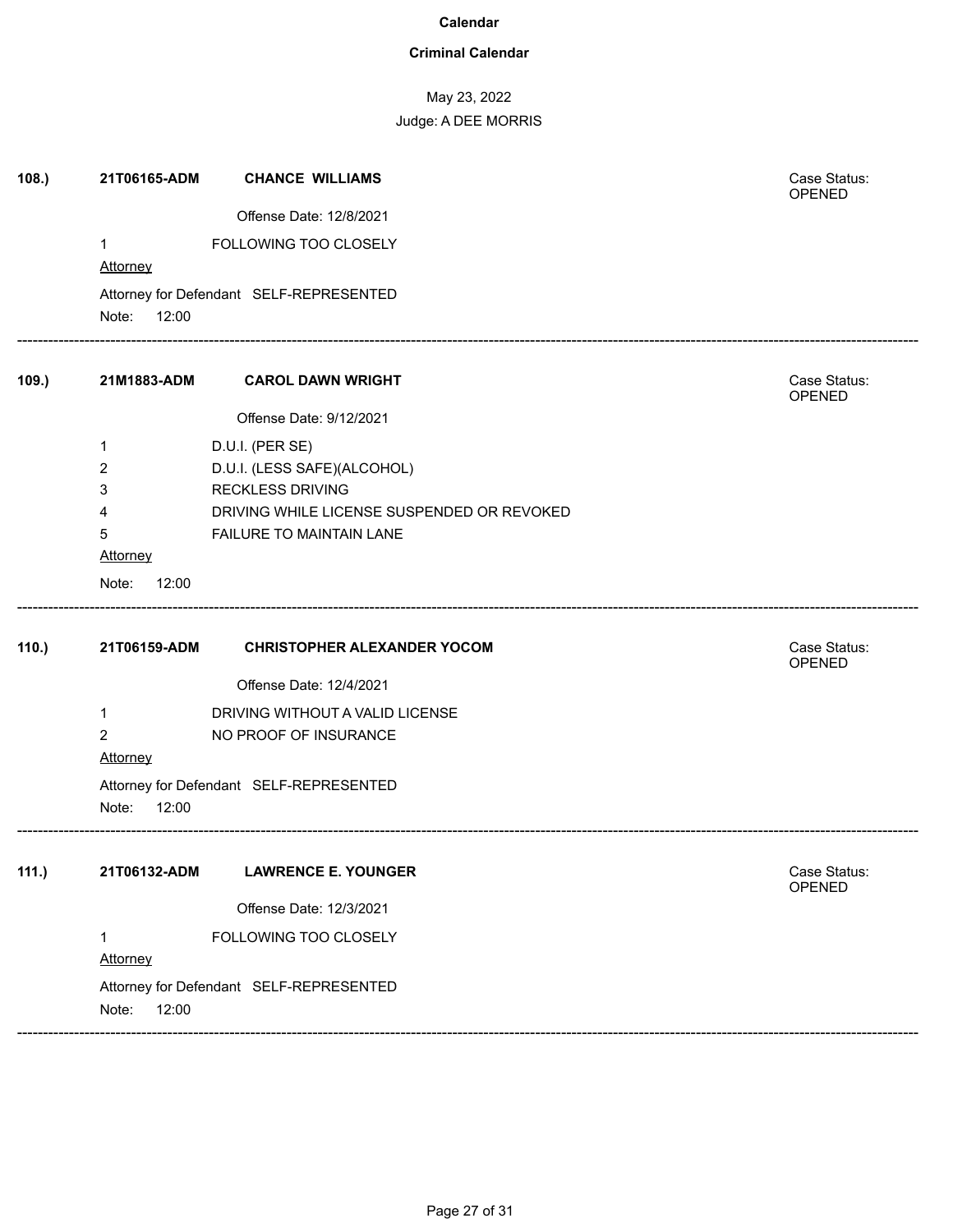**Calendar**

**Criminal Calendar**

May 23, 2022

Judge: A DEE MORRIS

**108.)** **21T06165-ADM** **CHANCE WILLIAMS**

Case Status: OPENED

Offense Date: 12/8/2021

1 FOLLOWING TOO CLOSELY

Attorney

Attorney for Defendant SELF-REPRESENTED

Note: 12:00

---

**109.)** **21M1883-ADM** **CAROL DAWN WRIGHT**

Case Status: OPENED

Offense Date: 9/12/2021

1 D.U.I. (PER SE)

2 D.U.I. (LESS SAFE)(ALCOHOL)

3 RECKLESS DRIVING

4 DRIVING WHILE LICENSE SUSPENDED OR REVOKED

5 FAILURE TO MAINTAIN LANE

Attorney

Note: 12:00

---

**110.)** **21T06159-ADM** **CHRISTOPHER ALEXANDER YOCOM**

Case Status: OPENED

Offense Date: 12/4/2021

1 DRIVING WITHOUT A VALID LICENSE

2 NO PROOF OF INSURANCE

Attorney

Attorney for Defendant SELF-REPRESENTED

Note: 12:00

---

**111.)** **21T06132-ADM** **LAWRENCE E. YOUNGER**

Case Status: OPENED

Offense Date: 12/3/2021

1 FOLLOWING TOO CLOSELY

Attorney

Attorney for Defendant SELF-REPRESENTED

Note: 12:00

---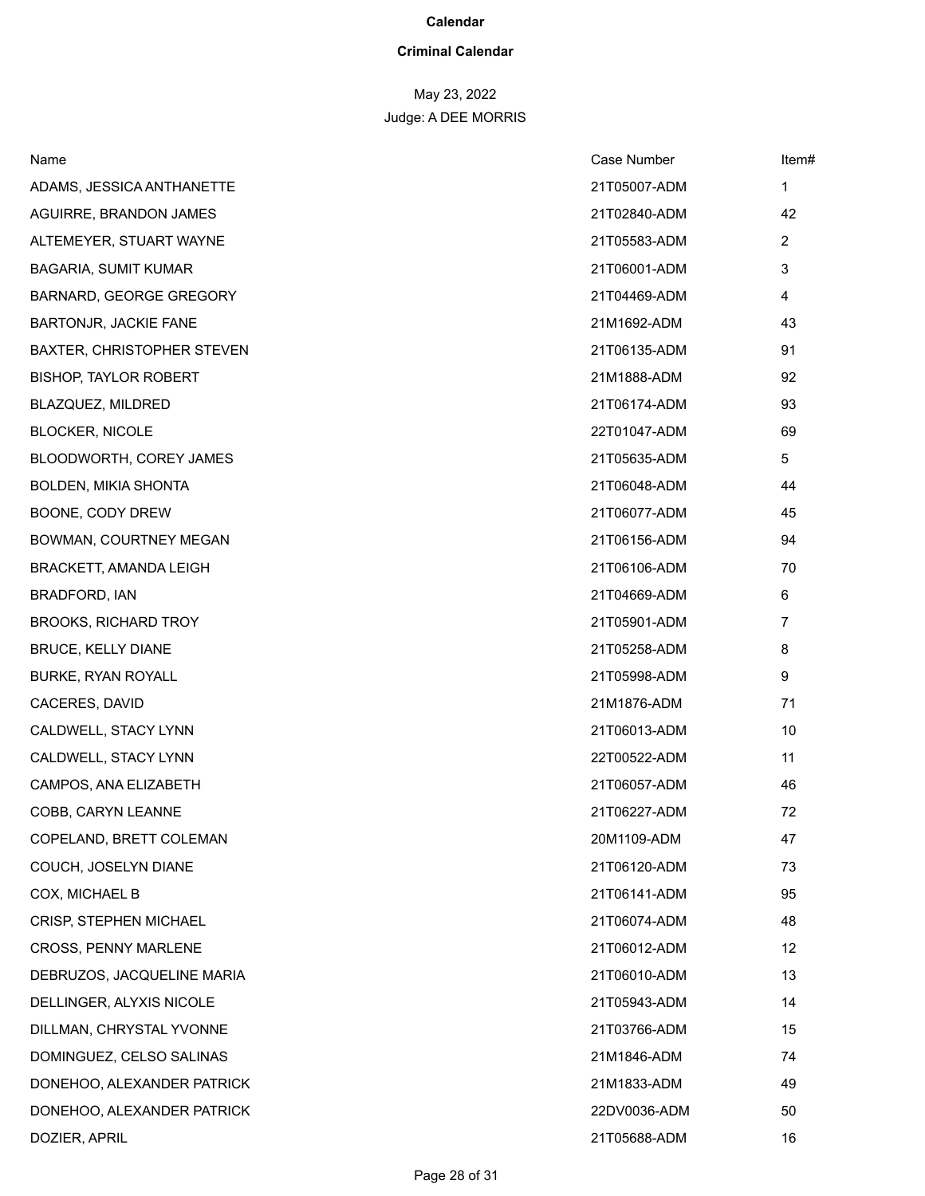**Calendar**

**Criminal Calendar**

May 23, 2022

Judge: A DEE MORRIS

| Name | Case Number | Item# |
|---|---|---|
| ADAMS, JESSICA ANTHANETTE | 21T05007-ADM | 1 |
| AGUIRRE, BRANDON JAMES | 21T02840-ADM | 42 |
| ALTEMEYER, STUART WAYNE | 21T05583-ADM | 2 |
| BAGARIA, SUMIT KUMAR | 21T06001-ADM | 3 |
| BARNARD, GEORGE GREGORY | 21T04469-ADM | 4 |
| BARTONJR, JACKIE FANE | 21M1692-ADM | 43 |
| BAXTER, CHRISTOPHER STEVEN | 21T06135-ADM | 91 |
| BISHOP, TAYLOR ROBERT | 21M1888-ADM | 92 |
| BLAZQUEZ, MILDRED | 21T06174-ADM | 93 |
| BLOCKER, NICOLE | 22T01047-ADM | 69 |
| BLOODWORTH, COREY JAMES | 21T05635-ADM | 5 |
| BOLDEN, MIKIA SHONTA | 21T06048-ADM | 44 |
| BOONE, CODY DREW | 21T06077-ADM | 45 |
| BOWMAN, COURTNEY MEGAN | 21T06156-ADM | 94 |
| BRACKETT, AMANDA LEIGH | 21T06106-ADM | 70 |
| BRADFORD, IAN | 21T04669-ADM | 6 |
| BROOKS, RICHARD TROY | 21T05901-ADM | 7 |
| BRUCE, KELLY DIANE | 21T05258-ADM | 8 |
| BURKE, RYAN ROYALL | 21T05998-ADM | 9 |
| CACERES, DAVID | 21M1876-ADM | 71 |
| CALDWELL, STACY LYNN | 21T06013-ADM | 10 |
| CALDWELL, STACY LYNN | 22T00522-ADM | 11 |
| CAMPOS, ANA ELIZABETH | 21T06057-ADM | 46 |
| COBB, CARYN LEANNE | 21T06227-ADM | 72 |
| COPELAND, BRETT COLEMAN | 20M1109-ADM | 47 |
| COUCH, JOSELYN DIANE | 21T06120-ADM | 73 |
| COX, MICHAEL B | 21T06141-ADM | 95 |
| CRISP, STEPHEN MICHAEL | 21T06074-ADM | 48 |
| CROSS, PENNY MARLENE | 21T06012-ADM | 12 |
| DEBRUZOS, JACQUELINE MARIA | 21T06010-ADM | 13 |
| DELLINGER, ALYXIS NICOLE | 21T05943-ADM | 14 |
| DILLMAN, CHRYSTAL YVONNE | 21T03766-ADM | 15 |
| DOMINGUEZ, CELSO SALINAS | 21M1846-ADM | 74 |
| DONEHOO, ALEXANDER PATRICK | 21M1833-ADM | 49 |
| DONEHOO, ALEXANDER PATRICK | 22DV0036-ADM | 50 |
| DOZIER, APRIL | 21T05688-ADM | 16 |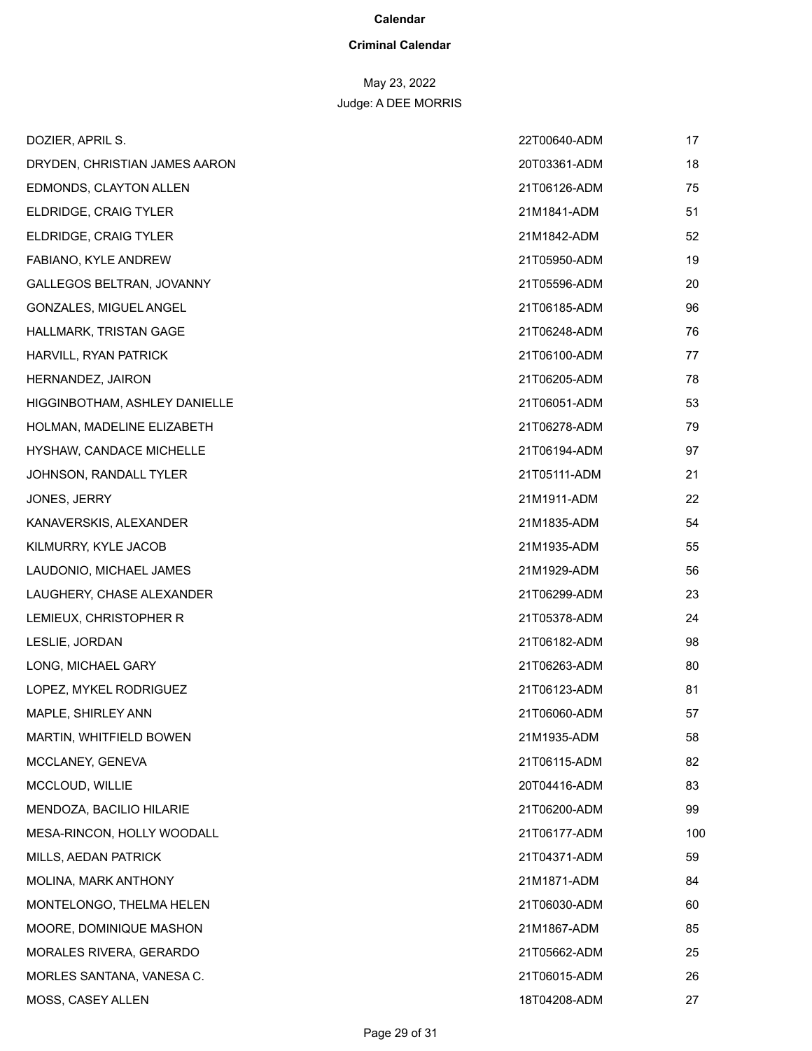**Calendar**

**Criminal Calendar**

May 23, 2022

Judge: A DEE MORRIS

| | | |
|---|---|---|
| DOZIER, APRIL S. | 22T00640-ADM | 17 |
| DRYDEN, CHRISTIAN JAMES AARON | 20T03361-ADM | 18 |
| EDMONDS, CLAYTON ALLEN | 21T06126-ADM | 75 |
| ELDRIDGE, CRAIG TYLER | 21M1841-ADM | 51 |
| ELDRIDGE, CRAIG TYLER | 21M1842-ADM | 52 |
| FABIANO, KYLE ANDREW | 21T05950-ADM | 19 |
| GALLEGOS BELTRAN, JOVANNY | 21T05596-ADM | 20 |
| GONZALES, MIGUEL ANGEL | 21T06185-ADM | 96 |
| HALLMARK, TRISTAN GAGE | 21T06248-ADM | 76 |
| HARVILL, RYAN PATRICK | 21T06100-ADM | 77 |
| HERNANDEZ, JAIRON | 21T06205-ADM | 78 |
| HIGGINBOTHAM, ASHLEY DANIELLE | 21T06051-ADM | 53 |
| HOLMAN, MADELINE ELIZABETH | 21T06278-ADM | 79 |
| HYSHAW, CANDACE MICHELLE | 21T06194-ADM | 97 |
| JOHNSON, RANDALL TYLER | 21T05111-ADM | 21 |
| JONES, JERRY | 21M1911-ADM | 22 |
| KANAVERSKIS, ALEXANDER | 21M1835-ADM | 54 |
| KILMURRY, KYLE JACOB | 21M1935-ADM | 55 |
| LAUDONIO, MICHAEL JAMES | 21M1929-ADM | 56 |
| LAUGHERY, CHASE ALEXANDER | 21T06299-ADM | 23 |
| LEMIEUX, CHRISTOPHER R | 21T05378-ADM | 24 |
| LESLIE, JORDAN | 21T06182-ADM | 98 |
| LONG, MICHAEL GARY | 21T06263-ADM | 80 |
| LOPEZ, MYKEL RODRIGUEZ | 21T06123-ADM | 81 |
| MAPLE, SHIRLEY ANN | 21T06060-ADM | 57 |
| MARTIN, WHITFIELD BOWEN | 21M1935-ADM | 58 |
| MCCLANEY, GENEVA | 21T06115-ADM | 82 |
| MCCLOUD, WILLIE | 20T04416-ADM | 83 |
| MENDOZA, BACILIO HILARIE | 21T06200-ADM | 99 |
| MESA-RINCON, HOLLY WOODALL | 21T06177-ADM | 100 |
| MILLS, AEDAN PATRICK | 21T04371-ADM | 59 |
| MOLINA, MARK ANTHONY | 21M1871-ADM | 84 |
| MONTELONGO, THELMA HELEN | 21T06030-ADM | 60 |
| MOORE, DOMINIQUE MASHON | 21M1867-ADM | 85 |
| MORALES RIVERA, GERARDO | 21T05662-ADM | 25 |
| MORLES SANTANA, VANESA C. | 21T06015-ADM | 26 |
| MOSS, CASEY ALLEN | 18T04208-ADM | 27 |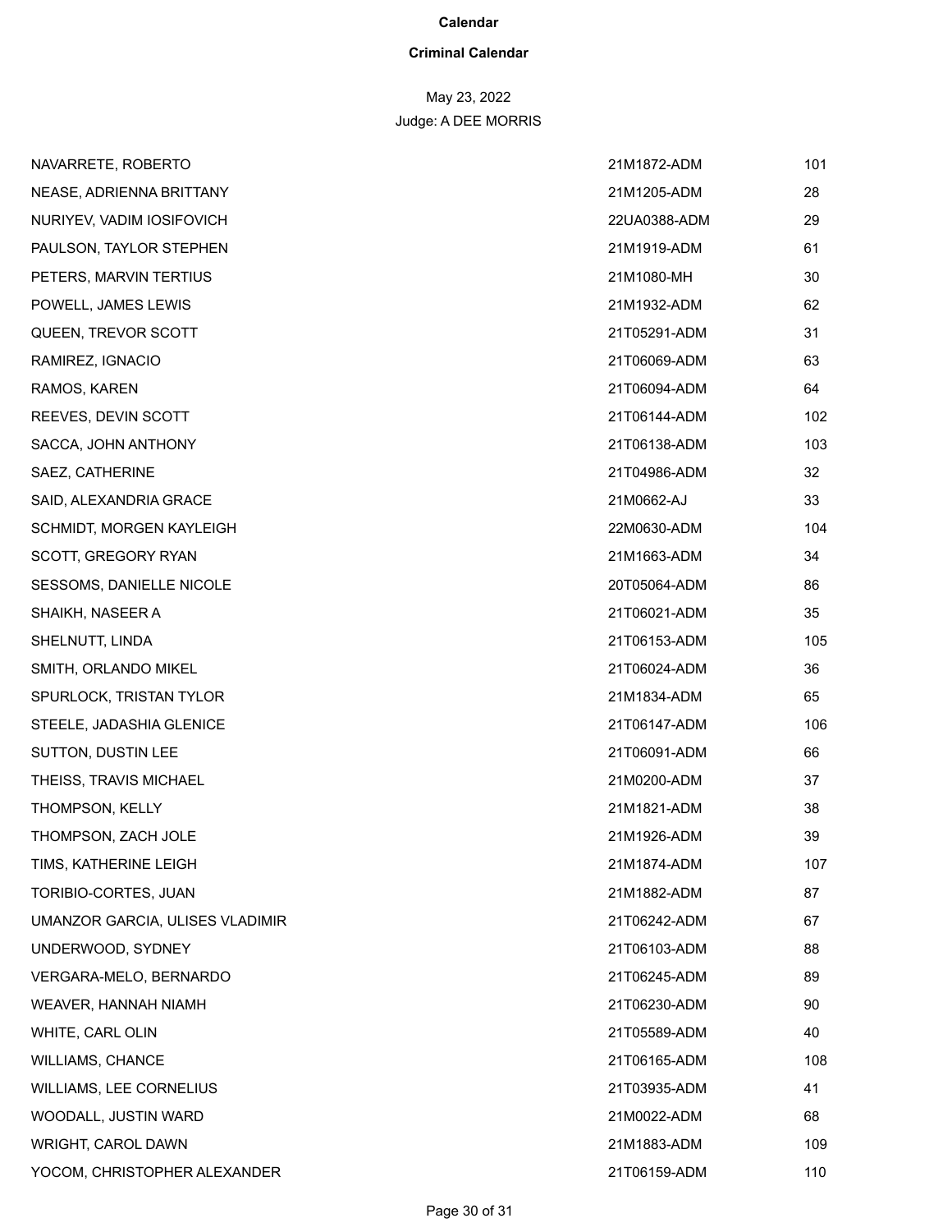**Calendar**

**Criminal Calendar**

May 23, 2022

Judge: A DEE MORRIS

| | | |
|---|---|---|
| NAVARRETE, ROBERTO | 21M1872-ADM | 101 |
| NEASE, ADRIENNA BRITTANY | 21M1205-ADM | 28 |
| NURIYEV, VADIM IOSIFOVICH | 22UA0388-ADM | 29 |
| PAULSON, TAYLOR STEPHEN | 21M1919-ADM | 61 |
| PETERS, MARVIN TERTIUS | 21M1080-MH | 30 |
| POWELL, JAMES LEWIS | 21M1932-ADM | 62 |
| QUEEN, TREVOR SCOTT | 21T05291-ADM | 31 |
| RAMIREZ, IGNACIO | 21T06069-ADM | 63 |
| RAMOS, KAREN | 21T06094-ADM | 64 |
| REEVES, DEVIN SCOTT | 21T06144-ADM | 102 |
| SACCA, JOHN ANTHONY | 21T06138-ADM | 103 |
| SAEZ, CATHERINE | 21T04986-ADM | 32 |
| SAID, ALEXANDRIA GRACE | 21M0662-AJ | 33 |
| SCHMIDT, MORGEN KAYLEIGH | 22M0630-ADM | 104 |
| SCOTT, GREGORY RYAN | 21M1663-ADM | 34 |
| SESSOMS, DANIELLE NICOLE | 20T05064-ADM | 86 |
| SHAIKH, NASEER A | 21T06021-ADM | 35 |
| SHELNUTT, LINDA | 21T06153-ADM | 105 |
| SMITH, ORLANDO MIKEL | 21T06024-ADM | 36 |
| SPURLOCK, TRISTAN TYLOR | 21M1834-ADM | 65 |
| STEELE, JADASHIA GLENICE | 21T06147-ADM | 106 |
| SUTTON, DUSTIN LEE | 21T06091-ADM | 66 |
| THEISS, TRAVIS MICHAEL | 21M0200-ADM | 37 |
| THOMPSON, KELLY | 21M1821-ADM | 38 |
| THOMPSON, ZACH JOLE | 21M1926-ADM | 39 |
| TIMS, KATHERINE LEIGH | 21M1874-ADM | 107 |
| TORIBIO-CORTES, JUAN | 21M1882-ADM | 87 |
| UMANZOR GARCIA, ULISES VLADIMIR | 21T06242-ADM | 67 |
| UNDERWOOD, SYDNEY | 21T06103-ADM | 88 |
| VERGARA-MELO, BERNARDO | 21T06245-ADM | 89 |
| WEAVER, HANNAH NIAMH | 21T06230-ADM | 90 |
| WHITE, CARL OLIN | 21T05589-ADM | 40 |
| WILLIAMS, CHANCE | 21T06165-ADM | 108 |
| WILLIAMS, LEE CORNELIUS | 21T03935-ADM | 41 |
| WOODALL, JUSTIN WARD | 21M0022-ADM | 68 |
| WRIGHT, CAROL DAWN | 21M1883-ADM | 109 |
| YOCOM, CHRISTOPHER ALEXANDER | 21T06159-ADM | 110 |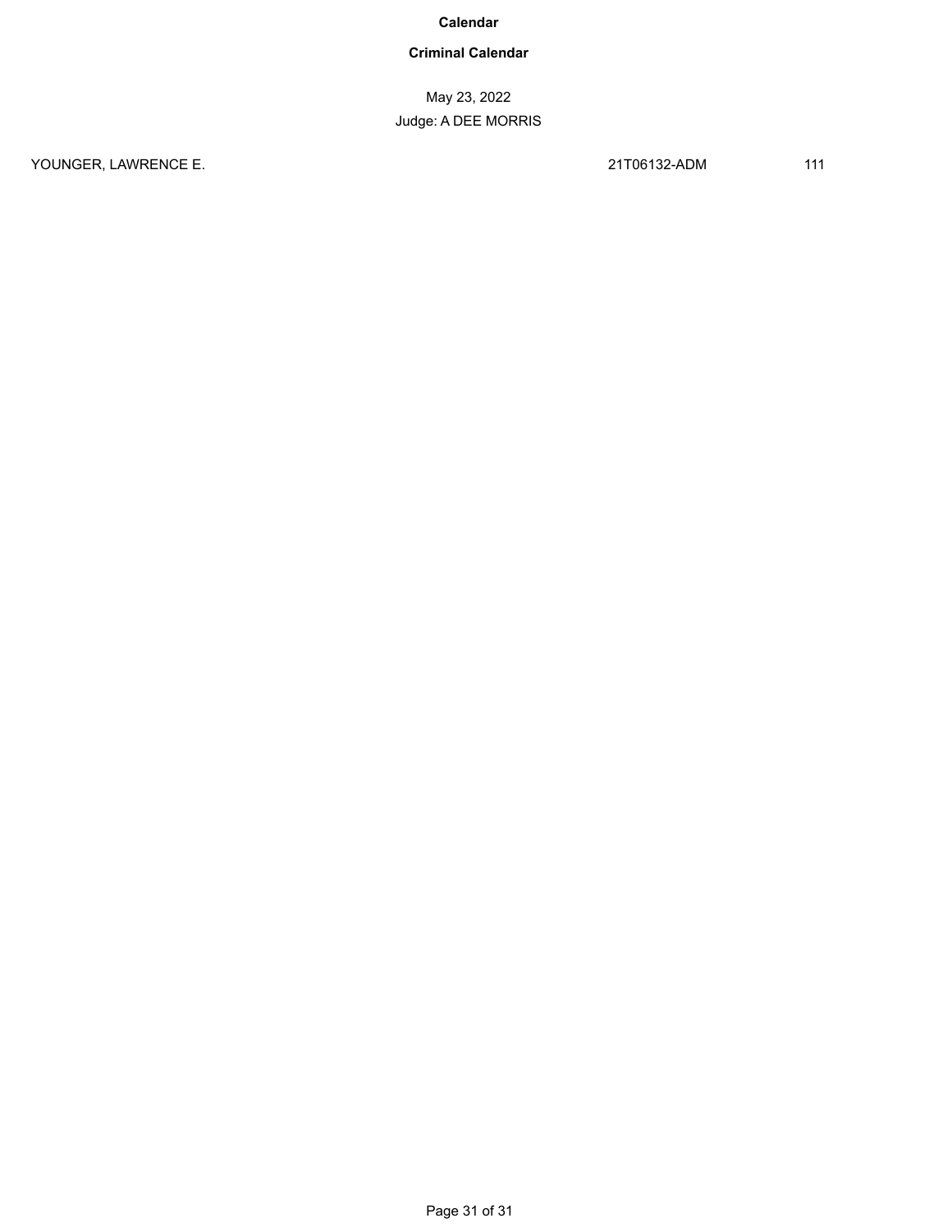**Calendar**

**Criminal Calendar**

May 23, 2022

Judge: A DEE MORRIS

| | | |
|---|---|---|
| YOUNGER, LAWRENCE E. | 21T06132-ADM | 111 |